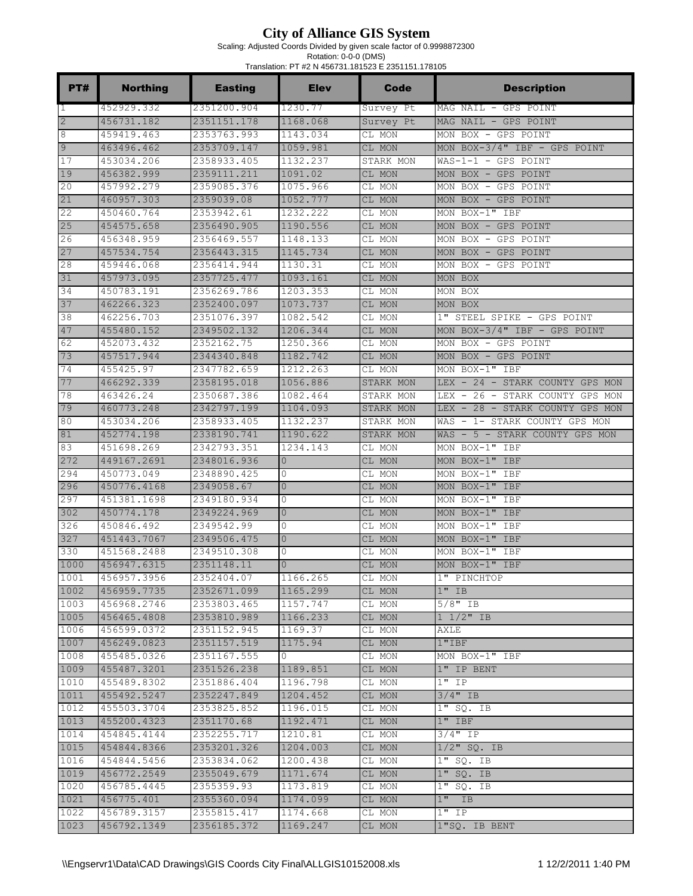# City of Alliance GIS System

Scaling: Adjusted Coords Divided by given scale factor of 0.9998872300

Rotation: 0-0-0 (DMS)

Translation: PT #2 N 456731.181523 E 2351151.178105

| PT# | Northing | Easting | Elev | Code | Description |
|---|---|---|---|---|---|
| 1 | 452929.332 | 2351200.904 | 1230.77 | Survey Pt | MAG NAIL - GPS POINT |
| 2 | 456731.182 | 2351151.178 | 1168.068 | Survey Pt | MAG NAIL - GPS POINT |
| 8 | 459419.463 | 2353763.993 | 1143.034 | CL MON | MON BOX - GPS POINT |
| 9 | 463496.462 | 2353709.147 | 1059.981 | CL MON | MON BOX-3/4" IBF - GPS POINT |
| 17 | 453034.206 | 2358933.405 | 1132.237 | STARK MON | WAS-1-1 - GPS POINT |
| 19 | 456382.999 | 2359111.211 | 1091.02 | CL MON | MON BOX - GPS POINT |
| 20 | 457992.279 | 2359085.376 | 1075.966 | CL MON | MON BOX - GPS POINT |
| 21 | 460957.303 | 2359039.08 | 1052.777 | CL MON | MON BOX - GPS POINT |
| 22 | 450460.764 | 2353942.61 | 1232.222 | CL MON | MON BOX-1" IBF |
| 25 | 454575.658 | 2356490.905 | 1190.556 | CL MON | MON BOX - GPS POINT |
| 26 | 456348.959 | 2356469.557 | 1148.133 | CL MON | MON BOX - GPS POINT |
| 27 | 457534.754 | 2356443.315 | 1145.734 | CL MON | MON BOX - GPS POINT |
| 28 | 459446.068 | 2356414.944 | 1130.31 | CL MON | MON BOX - GPS POINT |
| 31 | 457973.095 | 2357725.477 | 1093.161 | CL MON | MON BOX |
| 34 | 450783.191 | 2356269.786 | 1203.353 | CL MON | MON BOX |
| 37 | 462266.323 | 2352400.097 | 1073.737 | CL MON | MON BOX |
| 38 | 462256.703 | 2351076.397 | 1082.542 | CL MON | 1" STEEL SPIKE - GPS POINT |
| 47 | 455480.152 | 2349502.132 | 1206.344 | CL MON | MON BOX-3/4" IBF - GPS POINT |
| 62 | 452073.432 | 2352162.75 | 1250.366 | CL MON | MON BOX - GPS POINT |
| 73 | 457517.944 | 2344340.848 | 1182.742 | CL MON | MON BOX - GPS POINT |
| 74 | 455425.97 | 2347782.659 | 1212.263 | CL MON | MON BOX-1" IBF |
| 77 | 466292.339 | 2358195.018 | 1056.886 | STARK MON | LEX - 24 - STARK COUNTY GPS MON |
| 78 | 463426.24 | 2350687.386 | 1082.464 | STARK MON | LEX - 26 - STARK COUNTY GPS MON |
| 79 | 460773.248 | 2342797.199 | 1104.093 | STARK MON | LEX - 28 - STARK COUNTY GPS MON |
| 80 | 453034.206 | 2358933.405 | 1132.237 | STARK MON | WAS - 1- STARK COUNTY GPS MON |
| 81 | 452774.198 | 2338190.741 | 1190.622 | STARK MON | WAS - 5 - STARK COUNTY GPS MON |
| 83 | 451698.269 | 2342793.351 | 1234.143 | CL MON | MON BOX-1" IBF |
| 272 | 449167.2691 | 2348016.936 | 0 | CL MON | MON BOX-1" IBF |
| 294 | 450773.049 | 2348890.425 | 0 | CL MON | MON BOX-1" IBF |
| 296 | 450776.4168 | 2349058.67 | 0 | CL MON | MON BOX-1" IBF |
| 297 | 451381.1698 | 2349180.934 | 0 | CL MON | MON BOX-1" IBF |
| 302 | 450774.178 | 2349224.969 | 0 | CL MON | MON BOX-1" IBF |
| 326 | 450846.492 | 2349542.99 | 0 | CL MON | MON BOX-1" IBF |
| 327 | 451443.7067 | 2349506.475 | 0 | CL MON | MON BOX-1" IBF |
| 330 | 451568.2488 | 2349510.308 | 0 | CL MON | MON BOX-1" IBF |
| 1000 | 456947.6315 | 2351148.11 | 0 | CL MON | MON BOX-1" IBF |
| 1001 | 456957.3956 | 2352404.07 | 1166.265 | CL MON | 1" PINCHTOP |
| 1002 | 456959.7735 | 2352671.099 | 1165.299 | CL MON | 1" IB |
| 1003 | 456968.2746 | 2353803.465 | 1157.747 | CL MON | 5/8" IB |
| 1005 | 456465.4808 | 2353810.989 | 1166.233 | CL MON | 1 1/2" IB |
| 1006 | 456599.0372 | 2351152.945 | 1169.37 | CL MON | AXLE |
| 1007 | 456249.0823 | 2351157.519 | 1175.94 | CL MON | 1"IBF |
| 1008 | 455485.0326 | 2351167.555 | 0 | CL MON | MON BOX-1" IBF |
| 1009 | 455487.3201 | 2351526.238 | 1189.851 | CL MON | 1" IP BENT |
| 1010 | 455489.8302 | 2351886.404 | 1196.798 | CL MON | 1" IP |
| 1011 | 455492.5247 | 2352247.849 | 1204.452 | CL MON | 3/4" IB |
| 1012 | 455503.3704 | 2353825.852 | 1196.015 | CL MON | 1" SQ. IB |
| 1013 | 455200.4323 | 2351170.68 | 1192.471 | CL MON | 1" IBF |
| 1014 | 454845.4144 | 2352255.717 | 1210.81 | CL MON | 3/4" IP |
| 1015 | 454844.8366 | 2353201.326 | 1204.003 | CL MON | 1/2" SQ. IB |
| 1016 | 454844.5456 | 2353834.062 | 1200.438 | CL MON | 1" SQ. IB |
| 1019 | 456772.2549 | 2355049.679 | 1171.674 | CL MON | 1" SQ. IB |
| 1020 | 456785.4445 | 2355359.93 | 1173.819 | CL MON | 1" SQ. IB |
| 1021 | 456775.401 | 2355360.094 | 1174.099 | CL MON | 1" IB |
| 1022 | 456789.3157 | 2355815.417 | 1174.668 | CL MON | 1" IP |
| 1023 | 456792.1349 | 2356185.372 | 1169.247 | CL MON | 1"SQ. IB BENT |

\\Engservr1\Data\CAD Drawings\GIS Coords City Final\ALLGIS10152008.xls 12/2/2011 1:40 PM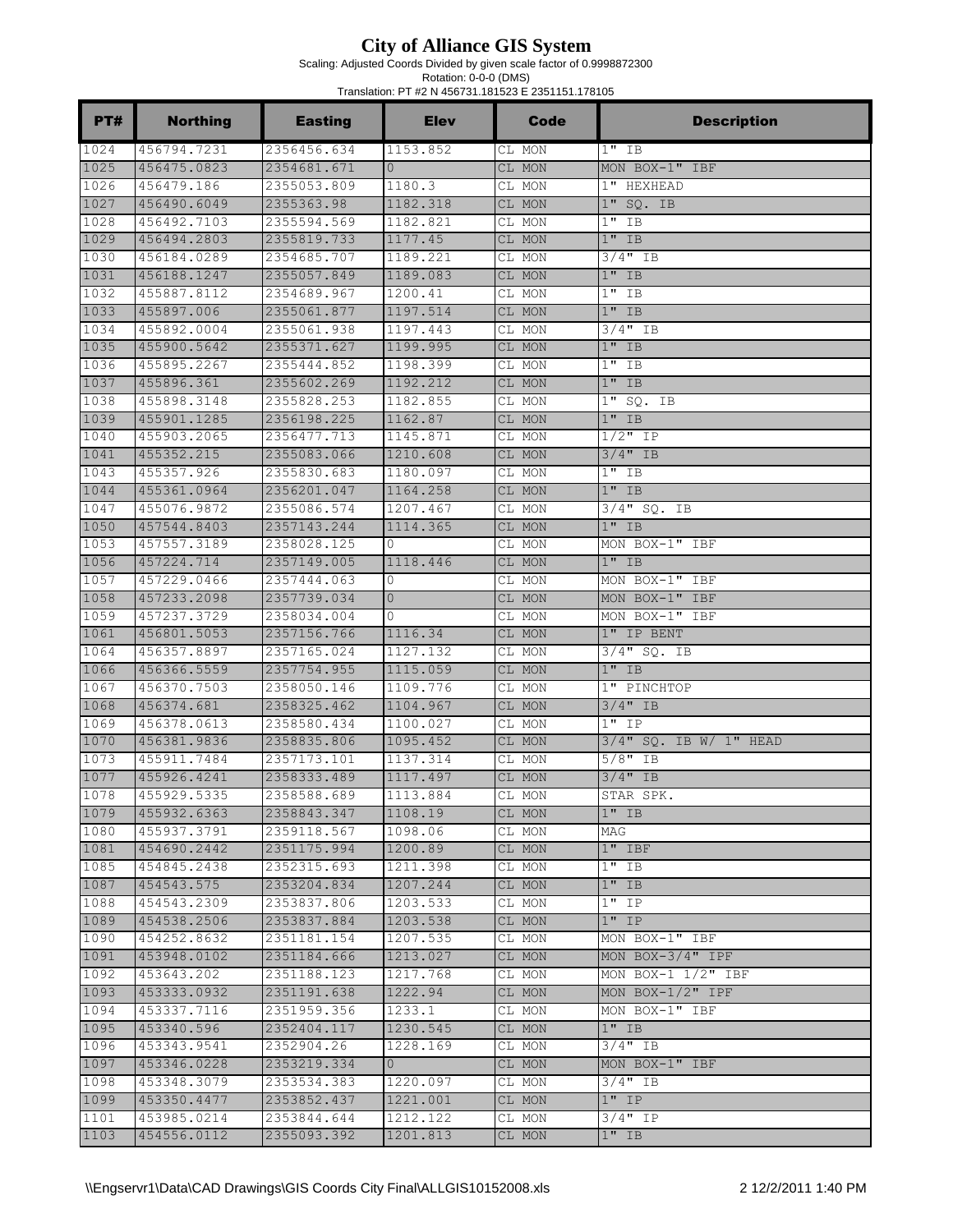# City of Alliance GIS System

Scaling: Adjusted Coords Divided by given scale factor of 0.9998872300
Rotation: 0-0-0 (DMS)
Translation: PT #2 N 456731.181523 E 2351151.178105

| PT# | Northing | Easting | Elev | Code | Description |
|---|---|---|---|---|---|
| 1024 | 456794.7231 | 2356456.634 | 1153.852 | CL MON | 1" IB |
| 1025 | 456475.0823 | 2354681.671 | 0 | CL MON | MON BOX-1" IBF |
| 1026 | 456479.186 | 2355053.809 | 1180.3 | CL MON | 1" HEXHEAD |
| 1027 | 456490.6049 | 2355363.98 | 1182.318 | CL MON | 1" SQ. IB |
| 1028 | 456492.7103 | 2355594.569 | 1182.821 | CL MON | 1" IB |
| 1029 | 456494.2803 | 2355819.733 | 1177.45 | CL MON | 1" IB |
| 1030 | 456184.0289 | 2354685.707 | 1189.221 | CL MON | 3/4" IB |
| 1031 | 456188.1247 | 2355057.849 | 1189.083 | CL MON | 1" IB |
| 1032 | 455887.8112 | 2354689.967 | 1200.41 | CL MON | 1" IB |
| 1033 | 455897.006 | 2355061.877 | 1197.514 | CL MON | 1" IB |
| 1034 | 455892.0004 | 2355061.938 | 1197.443 | CL MON | 3/4" IB |
| 1035 | 455900.5642 | 2355371.627 | 1199.995 | CL MON | 1" IB |
| 1036 | 455895.2267 | 2355444.852 | 1198.399 | CL MON | 1" IB |
| 1037 | 455896.361 | 2355602.269 | 1192.212 | CL MON | 1" IB |
| 1038 | 455898.3148 | 2355828.253 | 1182.855 | CL MON | 1" SQ. IB |
| 1039 | 455901.1285 | 2356198.225 | 1162.87 | CL MON | 1" IB |
| 1040 | 455903.2065 | 2356477.713 | 1145.871 | CL MON | 1/2" IP |
| 1041 | 455352.215 | 2355083.066 | 1210.608 | CL MON | 3/4" IB |
| 1043 | 455357.926 | 2355830.683 | 1180.097 | CL MON | 1" IB |
| 1044 | 455361.0964 | 2356201.047 | 1164.258 | CL MON | 1" IB |
| 1047 | 455076.9872 | 2355086.574 | 1207.467 | CL MON | 3/4" SQ. IB |
| 1050 | 457544.8403 | 2357143.244 | 1114.365 | CL MON | 1" IB |
| 1053 | 457557.3189 | 2358028.125 | 0 | CL MON | MON BOX-1" IBF |
| 1056 | 457224.714 | 2357149.005 | 1118.446 | CL MON | 1" IB |
| 1057 | 457229.0466 | 2357444.063 | 0 | CL MON | MON BOX-1" IBF |
| 1058 | 457233.2098 | 2357739.034 | 0 | CL MON | MON BOX-1" IBF |
| 1059 | 457237.3729 | 2358034.004 | 0 | CL MON | MON BOX-1" IBF |
| 1061 | 456801.5053 | 2357156.766 | 1116.34 | CL MON | 1" IP BENT |
| 1064 | 456357.8897 | 2357165.024 | 1127.132 | CL MON | 3/4" SQ. IB |
| 1066 | 456366.5559 | 2357754.955 | 1115.059 | CL MON | 1" IB |
| 1067 | 456370.7503 | 2358050.146 | 1109.776 | CL MON | 1" PINCHTOP |
| 1068 | 456374.681 | 2358325.462 | 1104.967 | CL MON | 3/4" IB |
| 1069 | 456378.0613 | 2358580.434 | 1100.027 | CL MON | 1" IP |
| 1070 | 456381.9836 | 2358835.806 | 1095.452 | CL MON | 3/4" SQ. IB W/ 1" HEAD |
| 1073 | 455911.7484 | 2357173.101 | 1137.314 | CL MON | 5/8" IB |
| 1077 | 455926.4241 | 2358333.489 | 1117.497 | CL MON | 3/4" IB |
| 1078 | 455929.5335 | 2358588.689 | 1113.884 | CL MON | STAR SPK. |
| 1079 | 455932.6363 | 2358843.347 | 1108.19 | CL MON | 1" IB |
| 1080 | 455937.3791 | 2359118.567 | 1098.06 | CL MON | MAG |
| 1081 | 454690.2442 | 2351175.994 | 1200.89 | CL MON | 1" IBF |
| 1085 | 454845.2438 | 2352315.693 | 1211.398 | CL MON | 1" IB |
| 1087 | 454543.575 | 2353204.834 | 1207.244 | CL MON | 1" IB |
| 1088 | 454543.2309 | 2353837.806 | 1203.533 | CL MON | 1" IP |
| 1089 | 454538.2506 | 2353837.884 | 1203.538 | CL MON | 1" IP |
| 1090 | 454252.8632 | 2351181.154 | 1207.535 | CL MON | MON BOX-1" IBF |
| 1091 | 453948.0102 | 2351184.666 | 1213.027 | CL MON | MON BOX-3/4" IPF |
| 1092 | 453643.202 | 2351188.123 | 1217.768 | CL MON | MON BOX-1 1/2" IBF |
| 1093 | 453333.0932 | 2351191.638 | 1222.94 | CL MON | MON BOX-1/2" IPF |
| 1094 | 453337.7116 | 2351959.356 | 1233.1 | CL MON | MON BOX-1" IBF |
| 1095 | 453340.596 | 2352404.117 | 1230.545 | CL MON | 1" IB |
| 1096 | 453343.9541 | 2352904.26 | 1228.169 | CL MON | 3/4" IB |
| 1097 | 453346.0228 | 2353219.334 | 0 | CL MON | MON BOX-1" IBF |
| 1098 | 453348.3079 | 2353534.383 | 1220.097 | CL MON | 3/4" IB |
| 1099 | 453350.4477 | 2353852.437 | 1221.001 | CL MON | 1" IP |
| 1101 | 453985.0214 | 2353844.644 | 1212.122 | CL MON | 3/4" IP |
| 1103 | 454556.0112 | 2355093.392 | 1201.813 | CL MON | 1" IB |

\\Engservr1\Data\CAD Drawings\GIS Coords City Final\ALLGIS10152008.xls 12/2/2011 1:40 PM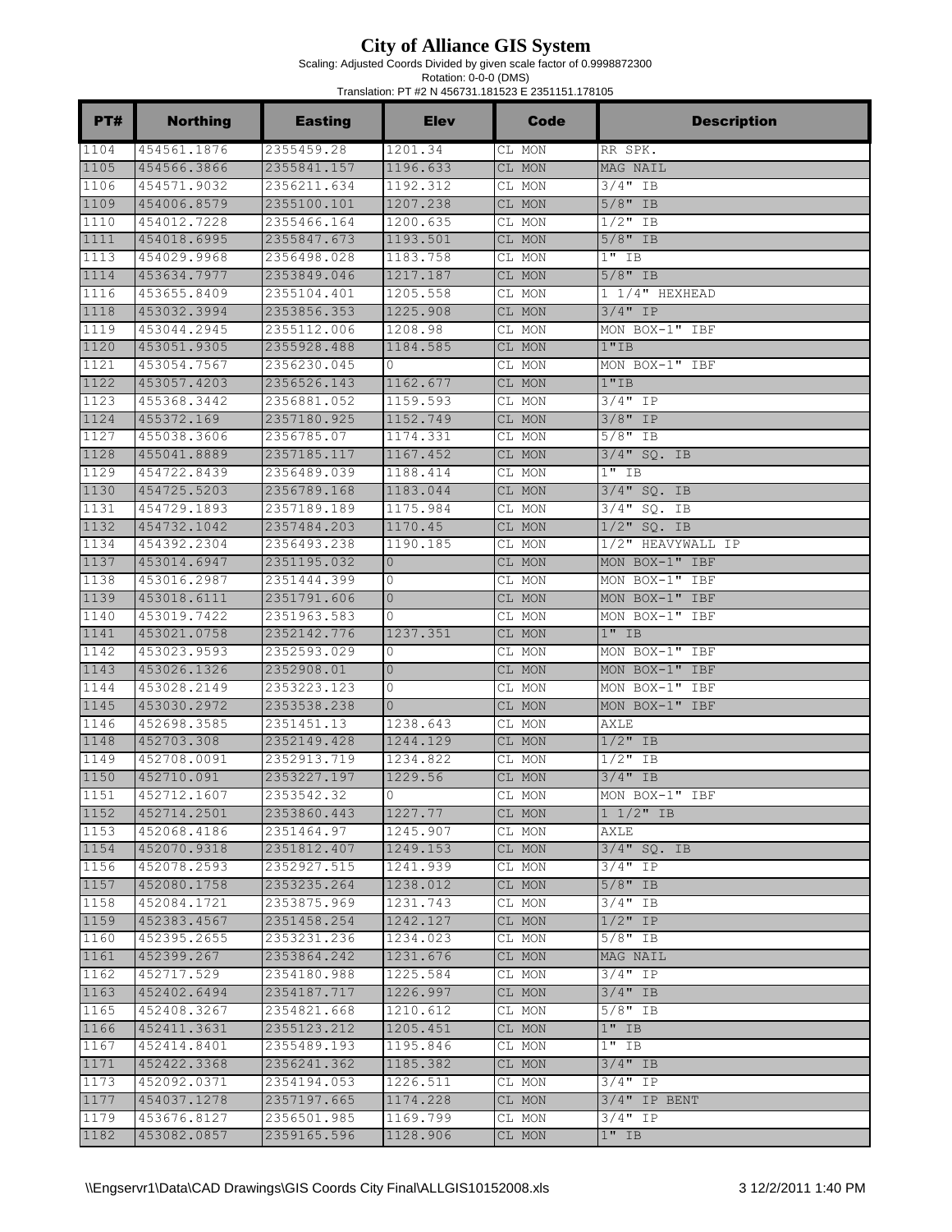# City of Alliance GIS System

Scaling: Adjusted Coords Divided by given scale factor of 0.9998872300

Rotation: 0-0-0 (DMS)

Translation: PT #2 N 456731.181523 E 2351151.178105

| PT# | Northing | Easting | Elev | Code | Description |
|---|---|---|---|---|---|
| 1104 | 454561.1876 | 2355459.28 | 1201.34 | CL MON | RR SPK. |
| 1105 | 454566.3866 | 2355841.157 | 1196.633 | CL MON | MAG NAIL |
| 1106 | 454571.9032 | 2356211.634 | 1192.312 | CL MON | 3/4" IB |
| 1109 | 454006.8579 | 2355100.101 | 1207.238 | CL MON | 5/8" IB |
| 1110 | 454012.7228 | 2355466.164 | 1200.635 | CL MON | 1/2" IB |
| 1111 | 454018.6995 | 2355847.673 | 1193.501 | CL MON | 5/8" IB |
| 1113 | 454029.9968 | 2356498.028 | 1183.758 | CL MON | 1" IB |
| 1114 | 453634.7977 | 2353849.046 | 1217.187 | CL MON | 5/8" IB |
| 1116 | 453655.8409 | 2355104.401 | 1205.558 | CL MON | 1 1/4" HEXHEAD |
| 1118 | 453032.3994 | 2353856.353 | 1225.908 | CL MON | 3/4" IP |
| 1119 | 453044.2945 | 2355112.006 | 1208.98 | CL MON | MON BOX-1" IBF |
| 1120 | 453051.9305 | 2355928.488 | 1184.585 | CL MON | 1"IB |
| 1121 | 453054.7567 | 2356230.045 | 0 | CL MON | MON BOX-1" IBF |
| 1122 | 453057.4203 | 2356526.143 | 1162.677 | CL MON | 1"IB |
| 1123 | 455368.3442 | 2356881.052 | 1159.593 | CL MON | 3/4" IP |
| 1124 | 455372.169 | 2357180.925 | 1152.749 | CL MON | 3/8" IP |
| 1127 | 455038.3606 | 2356785.07 | 1174.331 | CL MON | 5/8" IB |
| 1128 | 455041.8889 | 2357185.117 | 1167.452 | CL MON | 3/4" SQ. IB |
| 1129 | 454722.8439 | 2356489.039 | 1188.414 | CL MON | 1" IB |
| 1130 | 454725.5203 | 2356789.168 | 1183.044 | CL MON | 3/4" SQ. IB |
| 1131 | 454729.1893 | 2357189.189 | 1175.984 | CL MON | 3/4" SQ. IB |
| 1132 | 454732.1042 | 2357484.203 | 1170.45 | CL MON | 1/2" SQ. IB |
| 1134 | 454392.2304 | 2356493.238 | 1190.185 | CL MON | 1/2" HEAVYWALL IP |
| 1137 | 453014.6947 | 2351195.032 | 0 | CL MON | MON BOX-1" IBF |
| 1138 | 453016.2987 | 2351444.399 | 0 | CL MON | MON BOX-1" IBF |
| 1139 | 453018.6111 | 2351791.606 | 0 | CL MON | MON BOX-1" IBF |
| 1140 | 453019.7422 | 2351963.583 | 0 | CL MON | MON BOX-1" IBF |
| 1141 | 453021.0758 | 2352142.776 | 1237.351 | CL MON | 1" IB |
| 1142 | 453023.9593 | 2352593.029 | 0 | CL MON | MON BOX-1" IBF |
| 1143 | 453026.1326 | 2352908.01 | 0 | CL MON | MON BOX-1" IBF |
| 1144 | 453028.2149 | 2353223.123 | 0 | CL MON | MON BOX-1" IBF |
| 1145 | 453030.2972 | 2353538.238 | 0 | CL MON | MON BOX-1" IBF |
| 1146 | 452698.3585 | 2351451.13 | 1238.643 | CL MON | AXLE |
| 1148 | 452703.308 | 2352149.428 | 1244.129 | CL MON | 1/2" IB |
| 1149 | 452708.0091 | 2352913.719 | 1234.822 | CL MON | 1/2" IB |
| 1150 | 452710.091 | 2353227.197 | 1229.56 | CL MON | 3/4" IB |
| 1151 | 452712.1607 | 2353542.32 | 0 | CL MON | MON BOX-1" IBF |
| 1152 | 452714.2501 | 2353860.443 | 1227.77 | CL MON | 1 1/2" IB |
| 1153 | 452068.4186 | 2351464.97 | 1245.907 | CL MON | AXLE |
| 1154 | 452070.9318 | 2351812.407 | 1249.153 | CL MON | 3/4" SQ. IB |
| 1156 | 452078.2593 | 2352927.515 | 1241.939 | CL MON | 3/4" IP |
| 1157 | 452080.1758 | 2353235.264 | 1238.012 | CL MON | 5/8" IB |
| 1158 | 452084.1721 | 2353875.969 | 1231.743 | CL MON | 3/4" IB |
| 1159 | 452383.4567 | 2351458.254 | 1242.127 | CL MON | 1/2" IP |
| 1160 | 452395.2655 | 2353231.236 | 1234.023 | CL MON | 5/8" IB |
| 1161 | 452399.267 | 2353864.242 | 1231.676 | CL MON | MAG NAIL |
| 1162 | 452717.529 | 2354180.988 | 1225.584 | CL MON | 3/4" IP |
| 1163 | 452402.6494 | 2354187.717 | 1226.997 | CL MON | 3/4" IB |
| 1165 | 452408.3267 | 2354821.668 | 1210.612 | CL MON | 5/8" IB |
| 1166 | 452411.3631 | 2355123.212 | 1205.451 | CL MON | 1" IB |
| 1167 | 452414.8401 | 2355489.193 | 1195.846 | CL MON | 1" IB |
| 1171 | 452422.3368 | 2356241.362 | 1185.382 | CL MON | 3/4" IB |
| 1173 | 452092.0371 | 2354194.053 | 1226.511 | CL MON | 3/4" IP |
| 1177 | 454037.1278 | 2357197.665 | 1174.228 | CL MON | 3/4" IP BENT |
| 1179 | 453676.8127 | 2356501.985 | 1169.799 | CL MON | 3/4" IP |
| 1182 | 453082.0857 | 2359165.596 | 1128.906 | CL MON | 1" IB |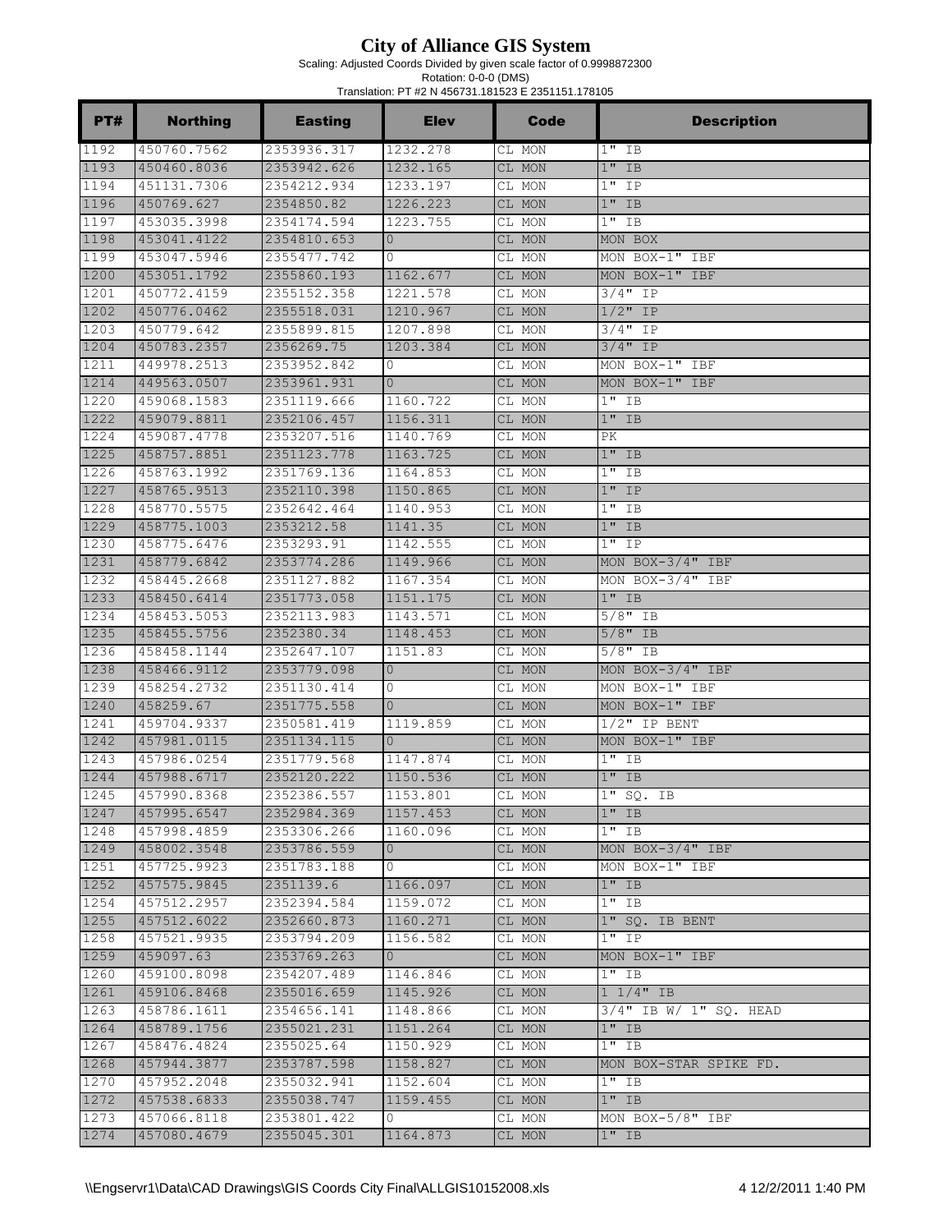# City of Alliance GIS System

Scaling: Adjusted Coords Divided by given scale factor of 0.9998872300

Rotation: 0-0-0 (DMS)

Translation: PT #2 N 456731.181523 E 2351151.178105

| PT# | Northing | Easting | Elev | Code | Description |
|---|---|---|---|---|---|
| 1192 | 450760.7562 | 2353936.317 | 1232.278 | CL MON | 1" IB |
| 1193 | 450460.8036 | 2353942.626 | 1232.165 | CL MON | 1" IB |
| 1194 | 451131.7306 | 2354212.934 | 1233.197 | CL MON | 1" IP |
| 1196 | 450769.627 | 2354850.82 | 1226.223 | CL MON | 1" IB |
| 1197 | 453035.3998 | 2354174.594 | 1223.755 | CL MON | 1" IB |
| 1198 | 453041.4122 | 2354810.653 | 0 | CL MON | MON BOX |
| 1199 | 453047.5946 | 2355477.742 | 0 | CL MON | MON BOX-1" IBF |
| 1200 | 453051.1792 | 2355860.193 | 1162.677 | CL MON | MON BOX-1" IBF |
| 1201 | 450772.4159 | 2355152.358 | 1221.578 | CL MON | 3/4" IP |
| 1202 | 450776.0462 | 2355518.031 | 1210.967 | CL MON | 1/2" IP |
| 1203 | 450779.642 | 2355899.815 | 1207.898 | CL MON | 3/4" IP |
| 1204 | 450783.2357 | 2356269.75 | 1203.384 | CL MON | 3/4" IP |
| 1211 | 449978.2513 | 2353952.842 | 0 | CL MON | MON BOX-1" IBF |
| 1214 | 449563.0507 | 2353961.931 | 0 | CL MON | MON BOX-1" IBF |
| 1220 | 459068.1583 | 2351119.666 | 1160.722 | CL MON | 1" IB |
| 1222 | 459079.8811 | 2352106.457 | 1156.311 | CL MON | 1" IB |
| 1224 | 459087.4778 | 2353207.516 | 1140.769 | CL MON | PK |
| 1225 | 458757.8851 | 2351123.778 | 1163.725 | CL MON | 1" IB |
| 1226 | 458763.1992 | 2351769.136 | 1164.853 | CL MON | 1" IB |
| 1227 | 458765.9513 | 2352110.398 | 1150.865 | CL MON | 1" IP |
| 1228 | 458770.5575 | 2352642.464 | 1140.953 | CL MON | 1" IB |
| 1229 | 458775.1003 | 2353212.58 | 1141.35 | CL MON | 1" IB |
| 1230 | 458775.6476 | 2353293.91 | 1142.555 | CL MON | 1" IP |
| 1231 | 458779.6842 | 2353774.286 | 1149.966 | CL MON | MON BOX-3/4" IBF |
| 1232 | 458445.2668 | 2351127.882 | 1167.354 | CL MON | MON BOX-3/4" IBF |
| 1233 | 458450.6414 | 2351773.058 | 1151.175 | CL MON | 1" IB |
| 1234 | 458453.5053 | 2352113.983 | 1143.571 | CL MON | 5/8" IB |
| 1235 | 458455.5756 | 2352380.34 | 1148.453 | CL MON | 5/8" IB |
| 1236 | 458458.1144 | 2352647.107 | 1151.83 | CL MON | 5/8" IB |
| 1238 | 458466.9112 | 2353779.098 | 0 | CL MON | MON BOX-3/4" IBF |
| 1239 | 458254.2732 | 2351130.414 | 0 | CL MON | MON BOX-1" IBF |
| 1240 | 458259.67 | 2351775.558 | 0 | CL MON | MON BOX-1" IBF |
| 1241 | 459704.9337 | 2350581.419 | 1119.859 | CL MON | 1/2" IP BENT |
| 1242 | 457981.0115 | 2351134.115 | 0 | CL MON | MON BOX-1" IBF |
| 1243 | 457986.0254 | 2351779.568 | 1147.874 | CL MON | 1" IB |
| 1244 | 457988.6717 | 2352120.222 | 1150.536 | CL MON | 1" IB |
| 1245 | 457990.8368 | 2352386.557 | 1153.801 | CL MON | 1" SQ. IB |
| 1247 | 457995.6547 | 2352984.369 | 1157.453 | CL MON | 1" IB |
| 1248 | 457998.4859 | 2353306.266 | 1160.096 | CL MON | 1" IB |
| 1249 | 458002.3548 | 2353786.559 | 0 | CL MON | MON BOX-3/4" IBF |
| 1251 | 457725.9923 | 2351783.188 | 0 | CL MON | MON BOX-1" IBF |
| 1252 | 457575.9845 | 2351139.6 | 1166.097 | CL MON | 1" IB |
| 1254 | 457512.2957 | 2352394.584 | 1159.072 | CL MON | 1" IB |
| 1255 | 457512.6022 | 2352660.873 | 1160.271 | CL MON | 1" SQ. IB BENT |
| 1258 | 457521.9935 | 2353794.209 | 1156.582 | CL MON | 1" IP |
| 1259 | 459097.63 | 2353769.263 | 0 | CL MON | MON BOX-1" IBF |
| 1260 | 459100.8098 | 2354207.489 | 1146.846 | CL MON | 1" IB |
| 1261 | 459106.8468 | 2355016.659 | 1145.926 | CL MON | 1 1/4" IB |
| 1263 | 458786.1611 | 2354656.141 | 1148.866 | CL MON | 3/4" IB W/ 1" SQ. HEAD |
| 1264 | 458789.1756 | 2355021.231 | 1151.264 | CL MON | 1" IB |
| 1267 | 458476.4824 | 2355025.64 | 1150.929 | CL MON | 1" IB |
| 1268 | 457944.3877 | 2353787.598 | 1158.827 | CL MON | MON BOX-STAR SPIKE FD. |
| 1270 | 457952.2048 | 2355032.941 | 1152.604 | CL MON | 1" IB |
| 1272 | 457538.6833 | 2355038.747 | 1159.455 | CL MON | 1" IB |
| 1273 | 457066.8118 | 2353801.422 | 0 | CL MON | MON BOX-5/8" IBF |
| 1274 | 457080.4679 | 2355045.301 | 1164.873 | CL MON | 1" IB |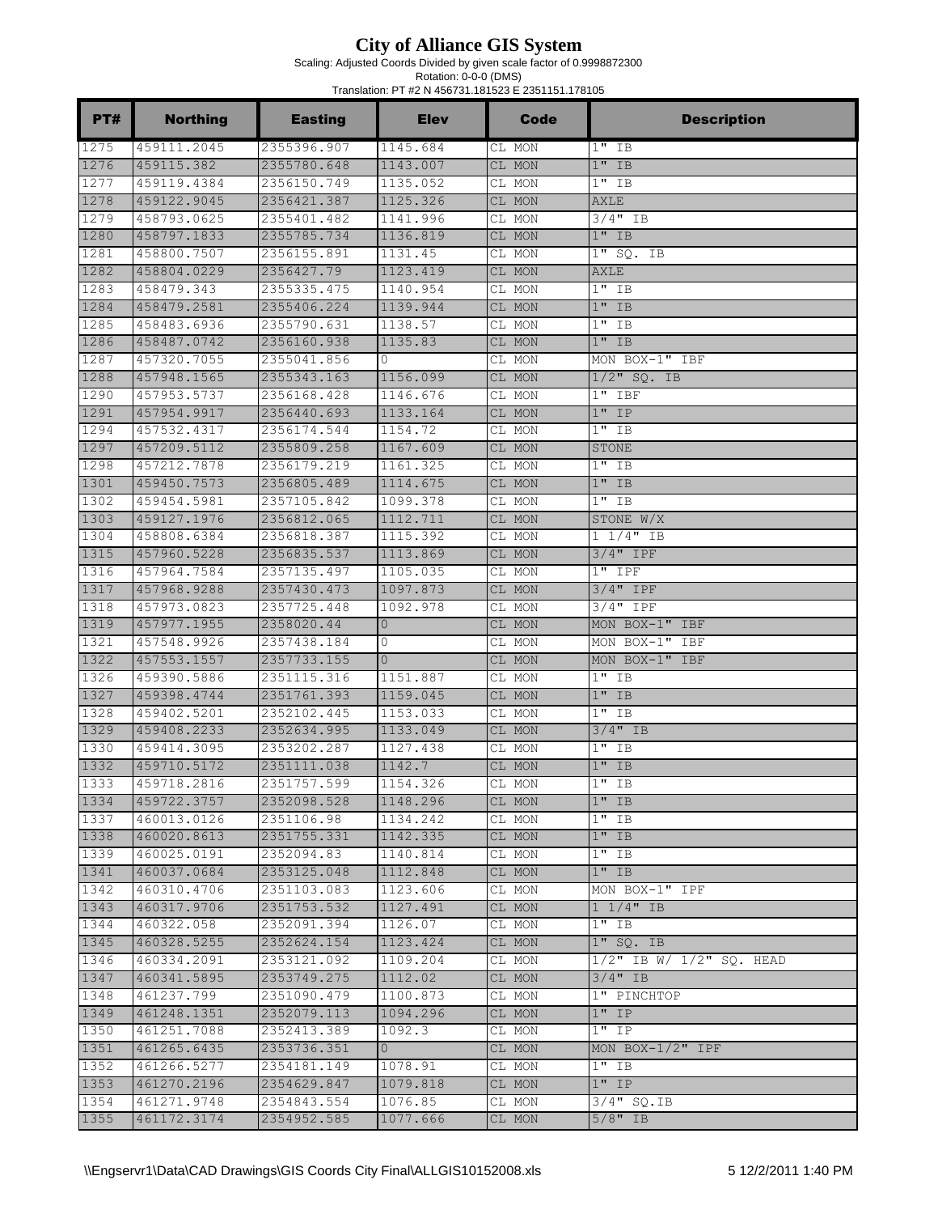# City of Alliance GIS System

Scaling: Adjusted Coords Divided by given scale factor of 0.9998872300

Rotation: 0-0-0 (DMS)

Translation: PT #2 N 456731.181523 E 2351151.178105

| PT# | Northing | Easting | Elev | Code | Description |
|---|---|---|---|---|---|
| 1275 | 459111.2045 | 2355396.907 | 1145.684 | CL MON | 1" IB |
| 1276 | 459115.382 | 2355780.648 | 1143.007 | CL MON | 1" IB |
| 1277 | 459119.4384 | 2356150.749 | 1135.052 | CL MON | 1" IB |
| 1278 | 459122.9045 | 2356421.387 | 1125.326 | CL MON | AXLE |
| 1279 | 458793.0625 | 2355401.482 | 1141.996 | CL MON | 3/4" IB |
| 1280 | 458797.1833 | 2355785.734 | 1136.819 | CL MON | 1" IB |
| 1281 | 458800.7507 | 2356155.891 | 1131.45 | CL MON | 1" SQ. IB |
| 1282 | 458804.0229 | 2356427.79 | 1123.419 | CL MON | AXLE |
| 1283 | 458479.343 | 2355335.475 | 1140.954 | CL MON | 1" IB |
| 1284 | 458479.2581 | 2355406.224 | 1139.944 | CL MON | 1" IB |
| 1285 | 458483.6936 | 2355790.631 | 1138.57 | CL MON | 1" IB |
| 1286 | 458487.0742 | 2356160.938 | 1135.83 | CL MON | 1" IB |
| 1287 | 457320.7055 | 2355041.856 | 0 | CL MON | MON BOX-1" IBF |
| 1288 | 457948.1565 | 2355343.163 | 1156.099 | CL MON | 1/2" SQ. IB |
| 1290 | 457953.5737 | 2356168.428 | 1146.676 | CL MON | 1" IBF |
| 1291 | 457954.9917 | 2356440.693 | 1133.164 | CL MON | 1" IP |
| 1294 | 457532.4317 | 2356174.544 | 1154.72 | CL MON | 1" IB |
| 1297 | 457209.5112 | 2355809.258 | 1167.609 | CL MON | STONE |
| 1298 | 457212.7878 | 2356179.219 | 1161.325 | CL MON | 1" IB |
| 1301 | 459450.7573 | 2356805.489 | 1114.675 | CL MON | 1" IB |
| 1302 | 459454.5981 | 2357105.842 | 1099.378 | CL MON | 1" IB |
| 1303 | 459127.1976 | 2356812.065 | 1112.711 | CL MON | STONE W/X |
| 1304 | 458808.6384 | 2356818.387 | 1115.392 | CL MON | 1 1/4" IB |
| 1315 | 457960.5228 | 2356835.537 | 1113.869 | CL MON | 3/4" IPF |
| 1316 | 457964.7584 | 2357135.497 | 1105.035 | CL MON | 1" IPF |
| 1317 | 457968.9288 | 2357430.473 | 1097.873 | CL MON | 3/4" IPF |
| 1318 | 457973.0823 | 2357725.448 | 1092.978 | CL MON | 3/4" IPF |
| 1319 | 457977.1955 | 2358020.44 | 0 | CL MON | MON BOX-1" IBF |
| 1321 | 457548.9926 | 2357438.184 | 0 | CL MON | MON BOX-1" IBF |
| 1322 | 457553.1557 | 2357733.155 | 0 | CL MON | MON BOX-1" IBF |
| 1326 | 459390.5886 | 2351115.316 | 1151.887 | CL MON | 1" IB |
| 1327 | 459398.4744 | 2351761.393 | 1159.045 | CL MON | 1" IB |
| 1328 | 459402.5201 | 2352102.445 | 1153.033 | CL MON | 1" IB |
| 1329 | 459408.2233 | 2352634.995 | 1133.049 | CL MON | 3/4" IB |
| 1330 | 459414.3095 | 2353202.287 | 1127.438 | CL MON | 1" IB |
| 1332 | 459710.5172 | 2351111.038 | 1142.7 | CL MON | 1" IB |
| 1333 | 459718.2816 | 2351757.599 | 1154.326 | CL MON | 1" IB |
| 1334 | 459722.3757 | 2352098.528 | 1148.296 | CL MON | 1" IB |
| 1337 | 460013.0126 | 2351106.98 | 1134.242 | CL MON | 1" IB |
| 1338 | 460020.8613 | 2351755.331 | 1142.335 | CL MON | 1" IB |
| 1339 | 460025.0191 | 2352094.83 | 1140.814 | CL MON | 1" IB |
| 1341 | 460037.0684 | 2353125.048 | 1112.848 | CL MON | 1" IB |
| 1342 | 460310.4706 | 2351103.083 | 1123.606 | CL MON | MON BOX-1" IPF |
| 1343 | 460317.9706 | 2351753.532 | 1127.491 | CL MON | 1 1/4" IB |
| 1344 | 460322.058 | 2352091.394 | 1126.07 | CL MON | 1" IB |
| 1345 | 460328.5255 | 2352624.154 | 1123.424 | CL MON | 1" SQ. IB |
| 1346 | 460334.2091 | 2353121.092 | 1109.204 | CL MON | 1/2" IB W/ 1/2" SQ. HEAD |
| 1347 | 460341.5895 | 2353749.275 | 1112.02 | CL MON | 3/4" IB |
| 1348 | 461237.799 | 2351090.479 | 1100.873 | CL MON | 1" PINCHTOP |
| 1349 | 461248.1351 | 2352079.113 | 1094.296 | CL MON | 1" IP |
| 1350 | 461251.7088 | 2352413.389 | 1092.3 | CL MON | 1" IP |
| 1351 | 461265.6435 | 2353736.351 | 0 | CL MON | MON BOX-1/2" IPF |
| 1352 | 461266.5277 | 2354181.149 | 1078.91 | CL MON | 1" IB |
| 1353 | 461270.2196 | 2354629.847 | 1079.818 | CL MON | 1" IP |
| 1354 | 461271.9748 | 2354843.554 | 1076.85 | CL MON | 3/4" SQ.IB |
| 1355 | 461172.3174 | 2354952.585 | 1077.666 | CL MON | 5/8" IB |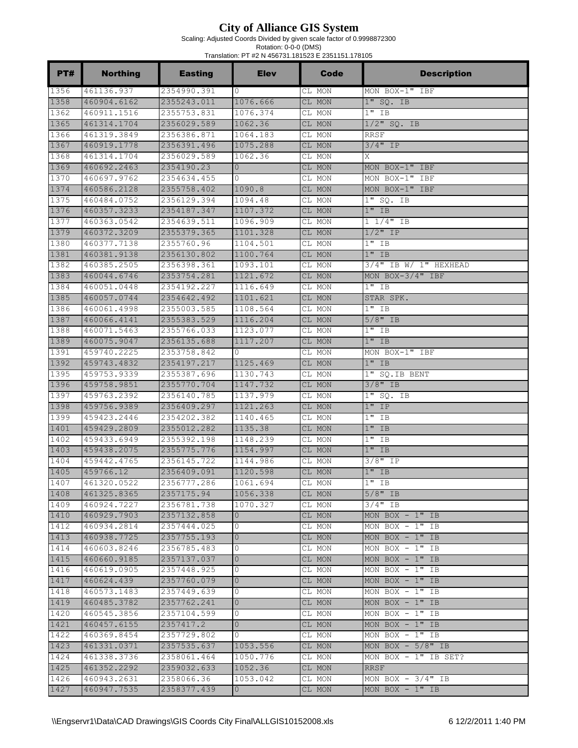# City of Alliance GIS System

Scaling: Adjusted Coords Divided by given scale factor of 0.9998872300

Rotation: 0-0-0 (DMS)

Translation: PT #2 N 456731.181523 E 2351151.178105

| PT# | Northing | Easting | Elev | Code | Description |
|---|---|---|---|---|---|
| 1356 | 461136.937 | 2354990.391 | 0 | CL MON | MON BOX-1" IBF |
| 1358 | 460904.6162 | 2355243.011 | 1076.666 | CL MON | 1" SQ. IB |
| 1362 | 460911.1516 | 2355753.831 | 1076.374 | CL MON | 1" IB |
| 1365 | 461314.1704 | 2356029.589 | 1062.36 | CL MON | 1/2" SQ. IB |
| 1366 | 461319.3849 | 2356386.871 | 1064.183 | CL MON | RRSF |
| 1367 | 460919.1778 | 2356391.496 | 1075.288 | CL MON | 3/4" IP |
| 1368 | 461314.1704 | 2356029.589 | 1062.36 | CL MON | X |
| 1369 | 460692.2463 | 2354190.23 | 0 | CL MON | MON BOX-1" IBF |
| 1370 | 460697.9762 | 2354634.455 | 0 | CL MON | MON BOX-1" IBF |
| 1374 | 460586.2128 | 2355758.402 | 1090.8 | CL MON | MON BOX-1" IBF |
| 1375 | 460484.0752 | 2356129.394 | 1094.48 | CL MON | 1" SQ. IB |
| 1376 | 460357.3233 | 2354187.347 | 1107.372 | CL MON | 1" IB |
| 1377 | 460363.0542 | 2354639.511 | 1096.909 | CL MON | 1 1/4" IB |
| 1379 | 460372.3209 | 2355379.365 | 1101.328 | CL MON | 1/2" IP |
| 1380 | 460377.7138 | 2355760.96 | 1104.501 | CL MON | 1" IB |
| 1381 | 460381.9138 | 2356130.802 | 1100.764 | CL MON | 1" IB |
| 1382 | 460385.2505 | 2356398.361 | 1093.101 | CL MON | 3/4" IB W/ 1" HEXHEAD |
| 1383 | 460044.6746 | 2353754.281 | 1121.672 | CL MON | MON BOX-3/4" IBF |
| 1384 | 460051.0448 | 2354192.227 | 1116.649 | CL MON | 1" IB |
| 1385 | 460057.0744 | 2354642.492 | 1101.621 | CL MON | STAR SPK. |
| 1386 | 460061.4998 | 2355003.585 | 1108.564 | CL MON | 1" IB |
| 1387 | 460066.4141 | 2355383.529 | 1116.204 | CL MON | 5/8" IB |
| 1388 | 460071.5463 | 2355766.033 | 1123.077 | CL MON | 1" IB |
| 1389 | 460075.9047 | 2356135.688 | 1117.207 | CL MON | 1" IB |
| 1391 | 459740.2225 | 2353758.842 | 0 | CL MON | MON BOX-1" IBF |
| 1392 | 459743.4832 | 2354197.217 | 1125.469 | CL MON | 1" IB |
| 1395 | 459753.9339 | 2355387.696 | 1130.743 | CL MON | 1" SQ.IB BENT |
| 1396 | 459758.9851 | 2355770.704 | 1147.732 | CL MON | 3/8" IB |
| 1397 | 459763.2392 | 2356140.785 | 1137.979 | CL MON | 1" SQ. IB |
| 1398 | 459756.9389 | 2356409.297 | 1121.263 | CL MON | 1" IP |
| 1399 | 459423.2446 | 2354202.382 | 1140.465 | CL MON | 1" IB |
| 1401 | 459429.2809 | 2355012.282 | 1135.38 | CL MON | 1" IB |
| 1402 | 459433.6949 | 2355392.198 | 1148.239 | CL MON | 1" IB |
| 1403 | 459438.2075 | 2355775.776 | 1154.997 | CL MON | 1" IB |
| 1404 | 459442.4765 | 2356145.722 | 1144.986 | CL MON | 3/8" IP |
| 1405 | 459766.12 | 2356409.091 | 1120.598 | CL MON | 1" IB |
| 1407 | 461320.0522 | 2356777.286 | 1061.694 | CL MON | 1" IB |
| 1408 | 461325.8365 | 2357175.94 | 1056.338 | CL MON | 5/8" IB |
| 1409 | 460924.7227 | 2356781.738 | 1070.327 | CL MON | 3/4" IB |
| 1410 | 460929.7903 | 2357132.858 | 0 | CL MON | MON BOX - 1" IB |
| 1412 | 460934.2814 | 2357444.025 | 0 | CL MON | MON BOX - 1" IB |
| 1413 | 460938.7725 | 2357755.193 | 0 | CL MON | MON BOX - 1" IB |
| 1414 | 460603.8246 | 2356785.483 | 0 | CL MON | MON BOX - 1" IB |
| 1415 | 460660.9185 | 2357137.037 | 0 | CL MON | MON BOX - 1" IB |
| 1416 | 460619.0905 | 2357448.925 | 0 | CL MON | MON BOX - 1" IB |
| 1417 | 460624.439 | 2357760.079 | 0 | CL MON | MON BOX - 1" IB |
| 1418 | 460573.1483 | 2357449.639 | 0 | CL MON | MON BOX - 1" IB |
| 1419 | 460485.3782 | 2357762.241 | 0 | CL MON | MON BOX - 1" IB |
| 1420 | 460545.3856 | 2357104.599 | 0 | CL MON | MON BOX - 1" IB |
| 1421 | 460457.6155 | 2357417.2 | 0 | CL MON | MON BOX - 1" IB |
| 1422 | 460369.8454 | 2357729.802 | 0 | CL MON | MON BOX - 1" IB |
| 1423 | 461331.0371 | 2357535.637 | 1053.556 | CL MON | MON BOX - 5/8" IB |
| 1424 | 461338.3736 | 2358061.464 | 1050.776 | CL MON | MON BOX - 1" IB SET? |
| 1425 | 461352.2292 | 2359032.633 | 1052.36 | CL MON | RRSF |
| 1426 | 460943.2631 | 2358066.36 | 1053.042 | CL MON | MON BOX - 3/4" IB |
| 1427 | 460947.7535 | 2358377.439 | 0 | CL MON | MON BOX - 1" IB |

\\Engservr1\Data\CAD Drawings\GIS Coords City Final\ALLGIS10152008.xls 12/2/2011 1:40 PM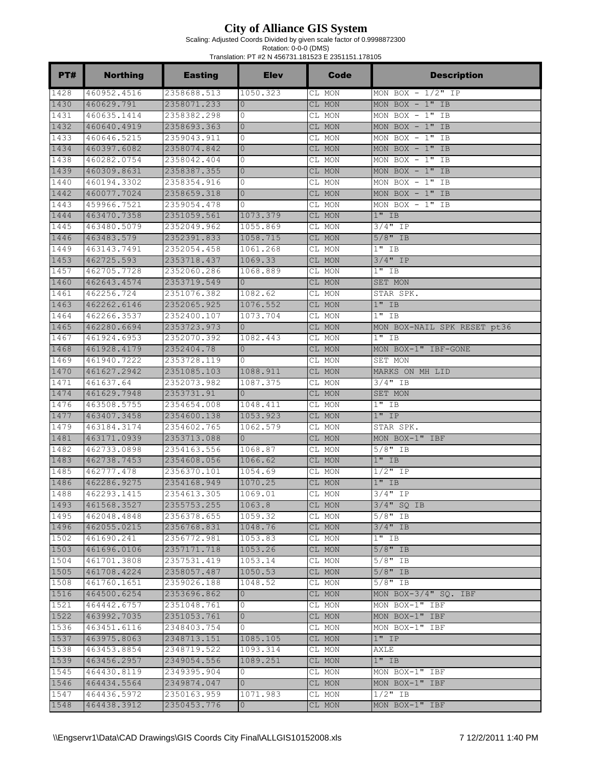# City of Alliance GIS System

Scaling: Adjusted Coords Divided by given scale factor of 0.9998872300

Rotation: 0-0-0 (DMS)

Translation: PT #2 N 456731.181523 E 2351151.178105

| PT# | Northing | Easting | Elev | Code | Description |
|---|---|---|---|---|---|
| 1428 | 460952.4516 | 2358688.513 | 1050.323 | CL MON | MON BOX - 1/2" IP |
| 1430 | 460629.791 | 2358071.233 | 0 | CL MON | MON BOX - 1" IB |
| 1431 | 460635.1414 | 2358382.298 | 0 | CL MON | MON BOX - 1" IB |
| 1432 | 460640.4919 | 2358693.363 | 0 | CL MON | MON BOX - 1" IB |
| 1433 | 460646.5215 | 2359043.911 | 0 | CL MON | MON BOX - 1" IB |
| 1434 | 460397.6082 | 2358074.842 | 0 | CL MON | MON BOX - 1" IB |
| 1438 | 460282.0754 | 2358042.404 | 0 | CL MON | MON BOX - 1" IB |
| 1439 | 460309.8631 | 2358387.355 | 0 | CL MON | MON BOX - 1" IB |
| 1440 | 460194.3302 | 2358354.916 | 0 | CL MON | MON BOX - 1" IB |
| 1442 | 460077.7024 | 2358659.318 | 0 | CL MON | MON BOX - 1" IB |
| 1443 | 459966.7521 | 2359054.478 | 0 | CL MON | MON BOX - 1" IB |
| 1444 | 463470.7358 | 2351059.561 | 1073.379 | CL MON | 1" IB |
| 1445 | 463480.5079 | 2352049.962 | 1055.869 | CL MON | 3/4" IP |
| 1446 | 463483.579 | 2352391.833 | 1058.715 | CL MON | 5/8" IB |
| 1449 | 463143.7491 | 2352054.458 | 1061.268 | CL MON | 1" IB |
| 1453 | 462725.593 | 2353718.437 | 1069.33 | CL MON | 3/4" IP |
| 1457 | 462705.7728 | 2352060.286 | 1068.889 | CL MON | 1" IB |
| 1460 | 462643.4574 | 2353719.549 | 0 | CL MON | SET MON |
| 1461 | 462256.724 | 2351076.382 | 1082.62 | CL MON | STAR SPK. |
| 1463 | 462262.6146 | 2352065.925 | 1076.552 | CL MON | 1" IB |
| 1464 | 462266.3537 | 2352400.107 | 1073.704 | CL MON | 1" IB |
| 1465 | 462280.6694 | 2353723.973 | 0 | CL MON | MON BOX-NAIL SPK RESET pt36 |
| 1467 | 461924.6953 | 2352070.392 | 1082.443 | CL MON | 1" IB |
| 1468 | 461928.4179 | 2352404.78 | 0 | CL MON | MON BOX-1" IBF-GONE |
| 1469 | 461940.7222 | 2353728.119 | 0 | CL MON | SET MON |
| 1470 | 461627.2942 | 2351085.103 | 1088.911 | CL MON | MARKS ON MH LID |
| 1471 | 461637.64 | 2352073.982 | 1087.375 | CL MON | 3/4" IB |
| 1474 | 461629.7948 | 2353731.91 | 0 | CL MON | SET MON |
| 1476 | 463508.5755 | 2354654.008 | 1048.411 | CL MON | 1" IB |
| 1477 | 463407.3458 | 2354600.138 | 1053.923 | CL MON | 1" IP |
| 1479 | 463184.3174 | 2354602.765 | 1062.579 | CL MON | STAR SPK. |
| 1481 | 463171.0939 | 2353713.088 | 0 | CL MON | MON BOX-1" IBF |
| 1482 | 462733.0898 | 2354163.556 | 1068.87 | CL MON | 5/8" IB |
| 1483 | 462738.7453 | 2354608.056 | 1066.62 | CL MON | 1" IB |
| 1485 | 462777.478 | 2356370.101 | 1054.69 | CL MON | 1/2" IP |
| 1486 | 462286.9275 | 2354168.949 | 1070.25 | CL MON | 1" IB |
| 1488 | 462293.1415 | 2354613.305 | 1069.01 | CL MON | 3/4" IP |
| 1493 | 461568.3527 | 2355753.255 | 1063.8 | CL MON | 3/4" SQ IB |
| 1495 | 462048.4848 | 2356378.655 | 1059.32 | CL MON | 5/8" IB |
| 1496 | 462055.0215 | 2356768.831 | 1048.76 | CL MON | 3/4" IB |
| 1502 | 461690.241 | 2356772.981 | 1053.83 | CL MON | 1" IB |
| 1503 | 461696.0106 | 2357171.718 | 1053.26 | CL MON | 5/8" IB |
| 1504 | 461701.3808 | 2357531.419 | 1053.14 | CL MON | 5/8" IB |
| 1505 | 461708.4224 | 2358057.487 | 1050.53 | CL MON | 5/8" IB |
| 1508 | 461760.1651 | 2359026.188 | 1048.52 | CL MON | 5/8" IB |
| 1516 | 464500.6254 | 2353696.862 | 0 | CL MON | MON BOX-3/4" SQ. IBF |
| 1521 | 464442.6757 | 2351048.761 | 0 | CL MON | MON BOX-1" IBF |
| 1522 | 463992.7035 | 2351053.761 | 0 | CL MON | MON BOX-1" IBF |
| 1536 | 463451.6116 | 2348403.754 | 0 | CL MON | MON BOX-1" IBF |
| 1537 | 463975.8063 | 2348713.151 | 1085.105 | CL MON | 1" IP |
| 1538 | 463453.8854 | 2348719.522 | 1093.314 | CL MON | AXLE |
| 1539 | 463456.2957 | 2349054.556 | 1089.251 | CL MON | 1" IB |
| 1545 | 464430.8119 | 2349395.904 | 0 | CL MON | MON BOX-1" IBF |
| 1546 | 464434.5564 | 2349874.047 | 0 | CL MON | MON BOX-1" IBF |
| 1547 | 464436.5972 | 2350163.959 | 1071.983 | CL MON | 1/2" IB |
| 1548 | 464438.3912 | 2350453.776 | 0 | CL MON | MON BOX-1" IBF |

\\Engservr1\Data\CAD Drawings\GIS Coords City Final\ALLGIS10152008.xls 12/2/2011 1:40 PM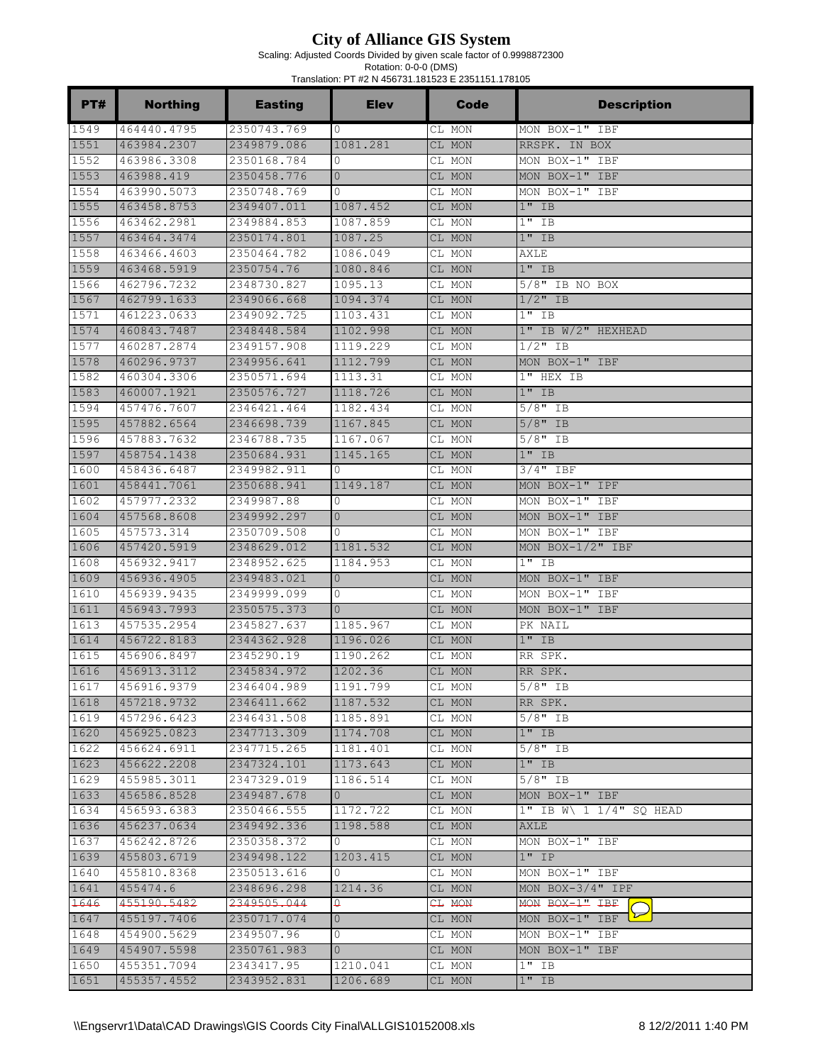# City of Alliance GIS System

Scaling: Adjusted Coords Divided by given scale factor of 0.9998872300

Rotation: 0-0-0 (DMS)

Translation: PT #2 N 456731.181523 E 2351151.178105

| PT# | Northing | Easting | Elev | Code | Description |
|---|---|---|---|---|---|
| 1549 | 464440.4795 | 2350743.769 | 0 | CL MON | MON BOX-1" IBF |
| 1551 | 463984.2307 | 2349879.086 | 1081.281 | CL MON | RRSPK. IN BOX |
| 1552 | 463986.3308 | 2350168.784 | 0 | CL MON | MON BOX-1" IBF |
| 1553 | 463988.419 | 2350458.776 | 0 | CL MON | MON BOX-1" IBF |
| 1554 | 463990.5073 | 2350748.769 | 0 | CL MON | MON BOX-1" IBF |
| 1555 | 463458.8753 | 2349407.011 | 1087.452 | CL MON | 1" IB |
| 1556 | 463462.2981 | 2349884.853 | 1087.859 | CL MON | 1" IB |
| 1557 | 463464.3474 | 2350174.801 | 1087.25 | CL MON | 1" IB |
| 1558 | 463466.4603 | 2350464.782 | 1086.049 | CL MON | AXLE |
| 1559 | 463468.5919 | 2350754.76 | 1080.846 | CL MON | 1" IB |
| 1566 | 462796.7232 | 2348730.827 | 1095.13 | CL MON | 5/8" IB NO BOX |
| 1567 | 462799.1633 | 2349066.668 | 1094.374 | CL MON | 1/2" IB |
| 1571 | 461223.0633 | 2349092.725 | 1103.431 | CL MON | 1" IB |
| 1574 | 460843.7487 | 2348448.584 | 1102.998 | CL MON | 1" IB W/2" HEXHEAD |
| 1577 | 460287.2874 | 2349157.908 | 1119.229 | CL MON | 1/2" IB |
| 1578 | 460296.9737 | 2349956.641 | 1112.799 | CL MON | MON BOX-1" IBF |
| 1582 | 460304.3306 | 2350571.694 | 1113.31 | CL MON | 1" HEX IB |
| 1583 | 460007.1921 | 2350576.727 | 1118.726 | CL MON | 1" IB |
| 1594 | 457476.7607 | 2346421.464 | 1182.434 | CL MON | 5/8" IB |
| 1595 | 457882.6564 | 2346698.739 | 1167.845 | CL MON | 5/8" IB |
| 1596 | 457883.7632 | 2346788.735 | 1167.067 | CL MON | 5/8" IB |
| 1597 | 458754.1438 | 2350684.931 | 1145.165 | CL MON | 1" IB |
| 1600 | 458436.6487 | 2349982.911 | 0 | CL MON | 3/4" IBF |
| 1601 | 458441.7061 | 2350688.941 | 1149.187 | CL MON | MON BOX-1" IPF |
| 1602 | 457977.2332 | 2349987.88 | 0 | CL MON | MON BOX-1" IBF |
| 1604 | 457568.8608 | 2349992.297 | 0 | CL MON | MON BOX-1" IBF |
| 1605 | 457573.314 | 2350709.508 | 0 | CL MON | MON BOX-1" IBF |
| 1606 | 457420.5919 | 2348629.012 | 1181.532 | CL MON | MON BOX-1/2" IBF |
| 1608 | 456932.9417 | 2348952.625 | 1184.953 | CL MON | 1" IB |
| 1609 | 456936.4905 | 2349483.021 | 0 | CL MON | MON BOX-1" IBF |
| 1610 | 456939.9435 | 2349999.099 | 0 | CL MON | MON BOX-1" IBF |
| 1611 | 456943.7993 | 2350575.373 | 0 | CL MON | MON BOX-1" IBF |
| 1613 | 457535.2954 | 2345827.637 | 1185.967 | CL MON | PK NAIL |
| 1614 | 456722.8183 | 2344362.928 | 1196.026 | CL MON | 1" IB |
| 1615 | 456906.8497 | 2345290.19 | 1190.262 | CL MON | RR SPK. |
| 1616 | 456913.3112 | 2345834.972 | 1202.36 | CL MON | RR SPK. |
| 1617 | 456916.9379 | 2346404.989 | 1191.799 | CL MON | 5/8" IB |
| 1618 | 457218.9732 | 2346411.662 | 1187.532 | CL MON | RR SPK. |
| 1619 | 457296.6423 | 2346431.508 | 1185.891 | CL MON | 5/8" IB |
| 1620 | 456925.0823 | 2347713.309 | 1174.708 | CL MON | 1" IB |
| 1622 | 456624.6911 | 2347715.265 | 1181.401 | CL MON | 5/8" IB |
| 1623 | 456622.2208 | 2347324.101 | 1173.643 | CL MON | 1" IB |
| 1629 | 455985.3011 | 2347329.019 | 1186.514 | CL MON | 5/8" IB |
| 1633 | 456586.8528 | 2349487.678 | 0 | CL MON | MON BOX-1" IBF |
| 1634 | 456593.6383 | 2350466.555 | 1172.722 | CL MON | 1" IB W\ 1 1/4" SQ HEAD |
| 1636 | 456237.0634 | 2349492.336 | 1198.588 | CL MON | AXLE |
| 1637 | 456242.8726 | 2350358.372 | 0 | CL MON | MON BOX-1" IBF |
| 1639 | 455803.6719 | 2349498.122 | 1203.415 | CL MON | 1" IP |
| 1640 | 455810.8368 | 2350513.616 | 0 | CL MON | MON BOX-1" IBF |
| 1641 | 455474.6 | 2348696.298 | 1214.36 | CL MON | MON BOX-3/4" IPF |
| ~~1646~~ | ~~455190.5482~~ | ~~2349505.044~~ | ~~0~~ | ~~CL MON~~ | ~~MON BOX-1" IBF~~ |
| 1647 | 455197.7406 | 2350717.074 | 0 | CL MON | MON BOX-1" IBF |
| 1648 | 454900.5629 | 2349507.96 | 0 | CL MON | MON BOX-1" IBF |
| 1649 | 454907.5598 | 2350761.983 | 0 | CL MON | MON BOX-1" IBF |
| 1650 | 455351.7094 | 2343417.95 | 1210.041 | CL MON | 1" IB |
| 1651 | 455357.4552 | 2343952.831 | 1206.689 | CL MON | 1" IB |

\\Engservr1\Data\CAD Drawings\GIS Coords City Final\ALLGIS10152008.xls 8 12/2/2011 1:40 PM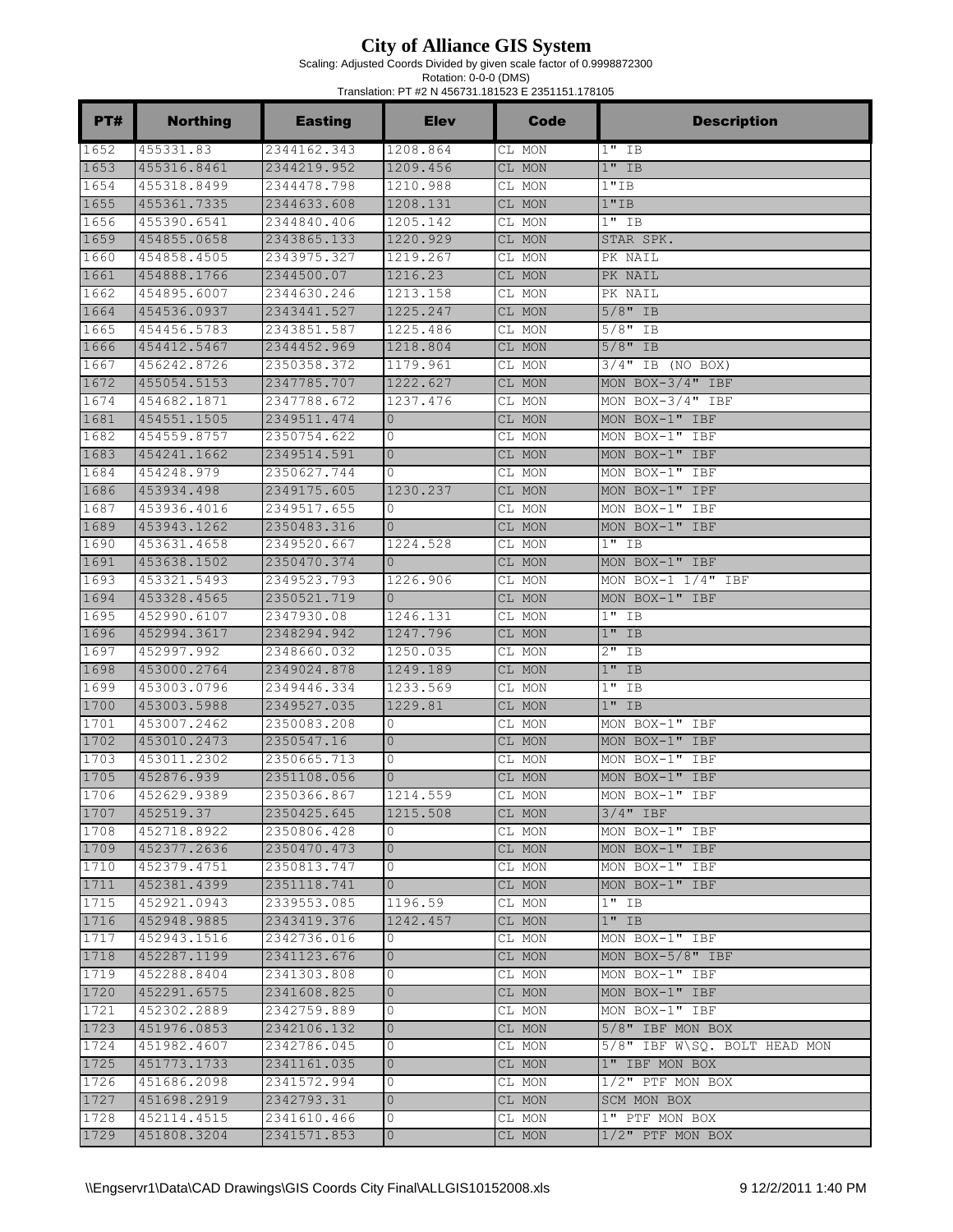# City of Alliance GIS System

Scaling: Adjusted Coords Divided by given scale factor of 0.9998872300

Rotation: 0-0-0 (DMS)

Translation: PT #2 N 456731.181523 E 2351151.178105

| PT# | Northing | Easting | Elev | Code | Description |
|---|---|---|---|---|---|
| 1652 | 455331.83 | 2344162.343 | 1208.864 | CL MON | 1" IB |
| 1653 | 455316.8461 | 2344219.952 | 1209.456 | CL MON | 1" IB |
| 1654 | 455318.8499 | 2344478.798 | 1210.988 | CL MON | 1"IB |
| 1655 | 455361.7335 | 2344633.608 | 1208.131 | CL MON | 1"IB |
| 1656 | 455390.6541 | 2344840.406 | 1205.142 | CL MON | 1" IB |
| 1659 | 454855.0658 | 2343865.133 | 1220.929 | CL MON | STAR SPK. |
| 1660 | 454858.4505 | 2343975.327 | 1219.267 | CL MON | PK NAIL |
| 1661 | 454888.1766 | 2344500.07 | 1216.23 | CL MON | PK NAIL |
| 1662 | 454895.6007 | 2344630.246 | 1213.158 | CL MON | PK NAIL |
| 1664 | 454536.0937 | 2343441.527 | 1225.247 | CL MON | 5/8" IB |
| 1665 | 454456.5783 | 2343851.587 | 1225.486 | CL MON | 5/8" IB |
| 1666 | 454412.5467 | 2344452.969 | 1218.804 | CL MON | 5/8" IB |
| 1667 | 456242.8726 | 2350358.372 | 1179.961 | CL MON | 3/4" IB (NO BOX) |
| 1672 | 455054.5153 | 2347785.707 | 1222.627 | CL MON | MON BOX-3/4" IBF |
| 1674 | 454682.1871 | 2347788.672 | 1237.476 | CL MON | MON BOX-3/4" IBF |
| 1681 | 454551.1505 | 2349511.474 | 0 | CL MON | MON BOX-1" IBF |
| 1682 | 454559.8757 | 2350754.622 | 0 | CL MON | MON BOX-1" IBF |
| 1683 | 454241.1662 | 2349514.591 | 0 | CL MON | MON BOX-1" IBF |
| 1684 | 454248.979 | 2350627.744 | 0 | CL MON | MON BOX-1" IBF |
| 1686 | 453934.498 | 2349175.605 | 1230.237 | CL MON | MON BOX-1" IPF |
| 1687 | 453936.4016 | 2349517.655 | 0 | CL MON | MON BOX-1" IBF |
| 1689 | 453943.1262 | 2350483.316 | 0 | CL MON | MON BOX-1" IBF |
| 1690 | 453631.4658 | 2349520.667 | 1224.528 | CL MON | 1" IB |
| 1691 | 453638.1502 | 2350470.374 | 0 | CL MON | MON BOX-1" IBF |
| 1693 | 453321.5493 | 2349523.793 | 1226.906 | CL MON | MON BOX-1 1/4" IBF |
| 1694 | 453328.4565 | 2350521.719 | 0 | CL MON | MON BOX-1" IBF |
| 1695 | 452990.6107 | 2347930.08 | 1246.131 | CL MON | 1" IB |
| 1696 | 452994.3617 | 2348294.942 | 1247.796 | CL MON | 1" IB |
| 1697 | 452997.992 | 2348660.032 | 1250.035 | CL MON | 2" IB |
| 1698 | 453000.2764 | 2349024.878 | 1249.189 | CL MON | 1" IB |
| 1699 | 453003.0796 | 2349446.334 | 1233.569 | CL MON | 1" IB |
| 1700 | 453003.5988 | 2349527.035 | 1229.81 | CL MON | 1" IB |
| 1701 | 453007.2462 | 2350083.208 | 0 | CL MON | MON BOX-1" IBF |
| 1702 | 453010.2473 | 2350547.16 | 0 | CL MON | MON BOX-1" IBF |
| 1703 | 453011.2302 | 2350665.713 | 0 | CL MON | MON BOX-1" IBF |
| 1705 | 452876.939 | 2351108.056 | 0 | CL MON | MON BOX-1" IBF |
| 1706 | 452629.9389 | 2350366.867 | 1214.559 | CL MON | MON BOX-1" IBF |
| 1707 | 452519.37 | 2350425.645 | 1215.508 | CL MON | 3/4" IBF |
| 1708 | 452718.8922 | 2350806.428 | 0 | CL MON | MON BOX-1" IBF |
| 1709 | 452377.2636 | 2350470.473 | 0 | CL MON | MON BOX-1" IBF |
| 1710 | 452379.4751 | 2350813.747 | 0 | CL MON | MON BOX-1" IBF |
| 1711 | 452381.4399 | 2351118.741 | 0 | CL MON | MON BOX-1" IBF |
| 1715 | 452921.0943 | 2339553.085 | 1196.59 | CL MON | 1" IB |
| 1716 | 452948.9885 | 2343419.376 | 1242.457 | CL MON | 1" IB |
| 1717 | 452943.1516 | 2342736.016 | 0 | CL MON | MON BOX-1" IBF |
| 1718 | 452287.1199 | 2341123.676 | 0 | CL MON | MON BOX-5/8" IBF |
| 1719 | 452288.8404 | 2341303.808 | 0 | CL MON | MON BOX-1" IBF |
| 1720 | 452291.6575 | 2341608.825 | 0 | CL MON | MON BOX-1" IBF |
| 1721 | 452302.2889 | 2342759.889 | 0 | CL MON | MON BOX-1" IBF |
| 1723 | 451976.0853 | 2342106.132 | 0 | CL MON | 5/8" IBF MON BOX |
| 1724 | 451982.4607 | 2342786.045 | 0 | CL MON | 5/8" IBF W\SQ. BOLT HEAD MON |
| 1725 | 451773.1733 | 2341161.035 | 0 | CL MON | 1" IBF MON BOX |
| 1726 | 451686.2098 | 2341572.994 | 0 | CL MON | 1/2" PTF MON BOX |
| 1727 | 451698.2919 | 2342793.31 | 0 | CL MON | SCM MON BOX |
| 1728 | 452114.4515 | 2341610.466 | 0 | CL MON | 1" PTF MON BOX |
| 1729 | 451808.3204 | 2341571.853 | 0 | CL MON | 1/2" PTF MON BOX |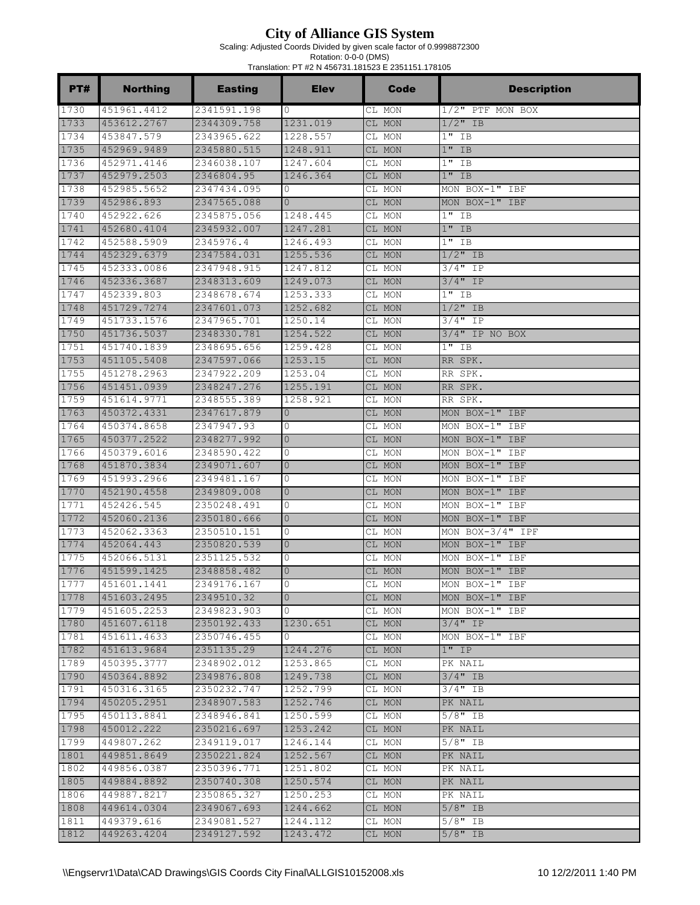# City of Alliance GIS System

Scaling: Adjusted Coords Divided by given scale factor of 0.9998872300

Rotation: 0-0-0 (DMS)

Translation: PT #2 N 456731.181523 E 2351151.178105

| PT# | Northing | Easting | Elev | Code | Description |
|---|---|---|---|---|---|
| 1730 | 451961.4412 | 2341591.198 | 0 | CL MON | 1/2" PTF MON BOX |
| 1733 | 453612.2767 | 2344309.758 | 1231.019 | CL MON | 1/2" IB |
| 1734 | 453847.579 | 2343965.622 | 1228.557 | CL MON | 1" IB |
| 1735 | 452969.9489 | 2345880.515 | 1248.911 | CL MON | 1" IB |
| 1736 | 452971.4146 | 2346038.107 | 1247.604 | CL MON | 1" IB |
| 1737 | 452979.2503 | 2346804.95 | 1246.364 | CL MON | 1" IB |
| 1738 | 452985.5652 | 2347434.095 | 0 | CL MON | MON BOX-1" IBF |
| 1739 | 452986.893 | 2347565.088 | 0 | CL MON | MON BOX-1" IBF |
| 1740 | 452922.626 | 2345875.056 | 1248.445 | CL MON | 1" IB |
| 1741 | 452680.4104 | 2345932.007 | 1247.281 | CL MON | 1" IB |
| 1742 | 452588.5909 | 2345976.4 | 1246.493 | CL MON | 1" IB |
| 1744 | 452329.6379 | 2347584.031 | 1255.536 | CL MON | 1/2" IB |
| 1745 | 452333.0086 | 2347948.915 | 1247.812 | CL MON | 3/4" IP |
| 1746 | 452336.3687 | 2348313.609 | 1249.073 | CL MON | 3/4" IP |
| 1747 | 452339.803 | 2348678.674 | 1253.333 | CL MON | 1" IB |
| 1748 | 451729.7274 | 2347601.073 | 1252.682 | CL MON | 1/2" IB |
| 1749 | 451733.1576 | 2347965.701 | 1250.14 | CL MON | 3/4" IP |
| 1750 | 451736.5037 | 2348330.781 | 1254.522 | CL MON | 3/4" IP NO BOX |
| 1751 | 451740.1839 | 2348695.656 | 1259.428 | CL MON | 1" IB |
| 1753 | 451105.5408 | 2347597.066 | 1253.15 | CL MON | RR SPK. |
| 1755 | 451278.2963 | 2347922.209 | 1253.04 | CL MON | RR SPK. |
| 1756 | 451451.0939 | 2348247.276 | 1255.191 | CL MON | RR SPK. |
| 1759 | 451614.9771 | 2348555.389 | 1258.921 | CL MON | RR SPK. |
| 1763 | 450372.4331 | 2347617.879 | 0 | CL MON | MON BOX-1" IBF |
| 1764 | 450374.8658 | 2347947.93 | 0 | CL MON | MON BOX-1" IBF |
| 1765 | 450377.2522 | 2348277.992 | 0 | CL MON | MON BOX-1" IBF |
| 1766 | 450379.6016 | 2348590.422 | 0 | CL MON | MON BOX-1" IBF |
| 1768 | 451870.3834 | 2349071.607 | 0 | CL MON | MON BOX-1" IBF |
| 1769 | 451993.2966 | 2349481.167 | 0 | CL MON | MON BOX-1" IBF |
| 1770 | 452190.4558 | 2349809.008 | 0 | CL MON | MON BOX-1" IBF |
| 1771 | 452426.545 | 2350248.491 | 0 | CL MON | MON BOX-1" IBF |
| 1772 | 452060.2136 | 2350180.666 | 0 | CL MON | MON BOX-1" IBF |
| 1773 | 452062.3363 | 2350510.151 | 0 | CL MON | MON BOX-3/4" IPF |
| 1774 | 452064.443 | 2350820.539 | 0 | CL MON | MON BOX-1" IBF |
| 1775 | 452066.5131 | 2351125.532 | 0 | CL MON | MON BOX-1" IBF |
| 1776 | 451599.1425 | 2348858.482 | 0 | CL MON | MON BOX-1" IBF |
| 1777 | 451601.1441 | 2349176.167 | 0 | CL MON | MON BOX-1" IBF |
| 1778 | 451603.2495 | 2349510.32 | 0 | CL MON | MON BOX-1" IBF |
| 1779 | 451605.2253 | 2349823.903 | 0 | CL MON | MON BOX-1" IBF |
| 1780 | 451607.6118 | 2350192.433 | 1230.651 | CL MON | 3/4" IP |
| 1781 | 451611.4633 | 2350746.455 | 0 | CL MON | MON BOX-1" IBF |
| 1782 | 451613.9684 | 2351135.29 | 1244.276 | CL MON | 1" IP |
| 1789 | 450395.3777 | 2348902.012 | 1253.865 | CL MON | PK NAIL |
| 1790 | 450364.8892 | 2349876.808 | 1249.738 | CL MON | 3/4" IB |
| 1791 | 450316.3165 | 2350232.747 | 1252.799 | CL MON | 3/4" IB |
| 1794 | 450205.2951 | 2348907.583 | 1252.746 | CL MON | PK NAIL |
| 1795 | 450113.8841 | 2348946.841 | 1250.599 | CL MON | 5/8" IB |
| 1798 | 450012.222 | 2350216.697 | 1253.242 | CL MON | PK NAIL |
| 1799 | 449807.262 | 2349119.017 | 1246.144 | CL MON | 5/8" IB |
| 1801 | 449851.8649 | 2350221.824 | 1252.567 | CL MON | PK NAIL |
| 1802 | 449856.0387 | 2350396.771 | 1251.802 | CL MON | PK NAIL |
| 1805 | 449884.8892 | 2350740.308 | 1250.574 | CL MON | PK NAIL |
| 1806 | 449887.8217 | 2350865.327 | 1250.253 | CL MON | PK NAIL |
| 1808 | 449614.0304 | 2349067.693 | 1244.662 | CL MON | 5/8" IB |
| 1811 | 449379.616 | 2349081.527 | 1244.112 | CL MON | 5/8" IB |
| 1812 | 449263.4204 | 2349127.592 | 1243.472 | CL MON | 5/8" IB |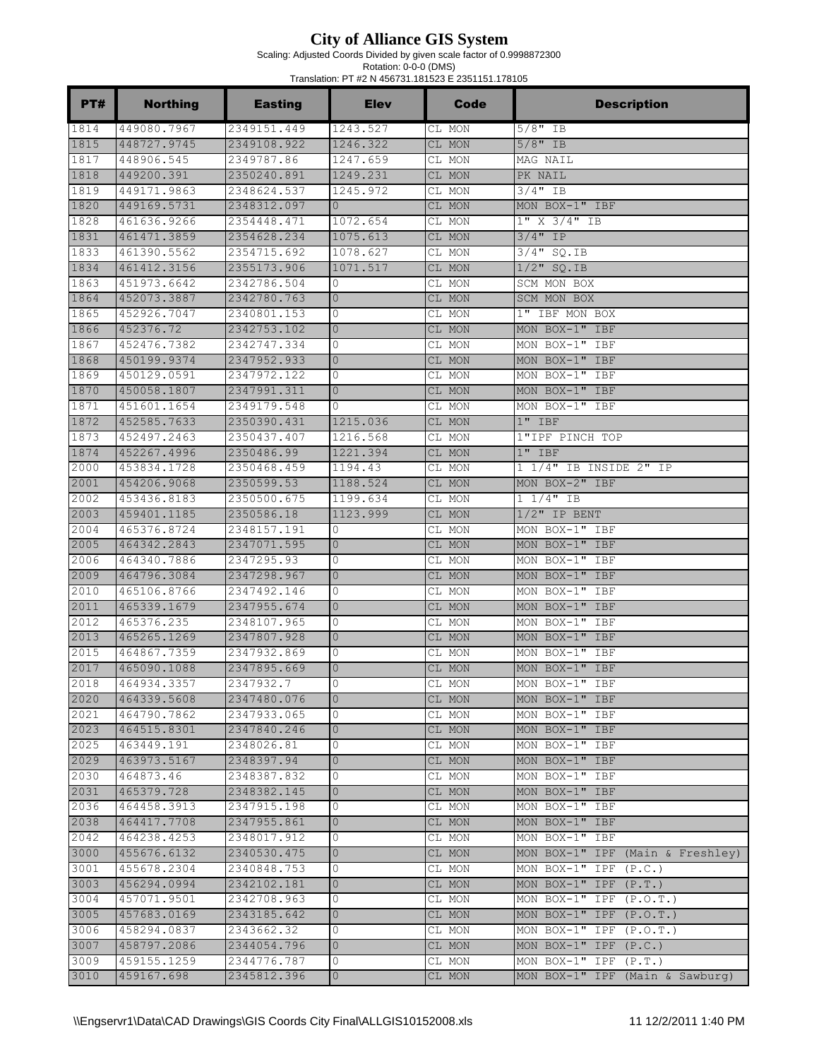# City of Alliance GIS System

Scaling: Adjusted Coords Divided by given scale factor of 0.9998872300

Rotation: 0-0-0 (DMS)

Translation: PT #2 N 456731.181523 E 2351151.178105

| PT# | Northing | Easting | Elev | Code | Description |
|---|---|---|---|---|---|
| 1814 | 449080.7967 | 2349151.449 | 1243.527 | CL MON | 5/8" IB |
| 1815 | 448727.9745 | 2349108.922 | 1246.322 | CL MON | 5/8" IB |
| 1817 | 448906.545 | 2349787.86 | 1247.659 | CL MON | MAG NAIL |
| 1818 | 449200.391 | 2350240.891 | 1249.231 | CL MON | PK NAIL |
| 1819 | 449171.9863 | 2348624.537 | 1245.972 | CL MON | 3/4" IB |
| 1820 | 449169.5731 | 2348312.097 | 0 | CL MON | MON BOX-1" IBF |
| 1828 | 461636.9266 | 2354448.471 | 1072.654 | CL MON | 1" X 3/4" IB |
| 1831 | 461471.3859 | 2354628.234 | 1075.613 | CL MON | 3/4" IP |
| 1833 | 461390.5562 | 2354715.692 | 1078.627 | CL MON | 3/4" SQ.IB |
| 1834 | 461412.3156 | 2355173.906 | 1071.517 | CL MON | 1/2" SQ.IB |
| 1863 | 451973.6642 | 2342786.504 | 0 | CL MON | SCM MON BOX |
| 1864 | 452073.3887 | 2342780.763 | 0 | CL MON | SCM MON BOX |
| 1865 | 452926.7047 | 2340801.153 | 0 | CL MON | 1" IBF MON BOX |
| 1866 | 452376.72 | 2342753.102 | 0 | CL MON | MON BOX-1" IBF |
| 1867 | 452476.7382 | 2342747.334 | 0 | CL MON | MON BOX-1" IBF |
| 1868 | 450199.9374 | 2347952.933 | 0 | CL MON | MON BOX-1" IBF |
| 1869 | 450129.0591 | 2347972.122 | 0 | CL MON | MON BOX-1" IBF |
| 1870 | 450058.1807 | 2347991.311 | 0 | CL MON | MON BOX-1" IBF |
| 1871 | 451601.1654 | 2349179.548 | 0 | CL MON | MON BOX-1" IBF |
| 1872 | 452585.7633 | 2350390.431 | 1215.036 | CL MON | 1" IBF |
| 1873 | 452497.2463 | 2350437.407 | 1216.568 | CL MON | 1"IPF PINCH TOP |
| 1874 | 452267.4996 | 2350486.99 | 1221.394 | CL MON | 1" IBF |
| 2000 | 453834.1728 | 2350468.459 | 1194.43 | CL MON | 1 1/4" IB INSIDE 2" IP |
| 2001 | 454206.9068 | 2350599.53 | 1188.524 | CL MON | MON BOX-2" IBF |
| 2002 | 453436.8183 | 2350500.675 | 1199.634 | CL MON | 1 1/4" IB |
| 2003 | 459401.1185 | 2350586.18 | 1123.999 | CL MON | 1/2" IP BENT |
| 2004 | 465376.8724 | 2348157.191 | 0 | CL MON | MON BOX-1" IBF |
| 2005 | 464342.2843 | 2347071.595 | 0 | CL MON | MON BOX-1" IBF |
| 2006 | 464340.7886 | 2347295.93 | 0 | CL MON | MON BOX-1" IBF |
| 2009 | 464796.3084 | 2347298.967 | 0 | CL MON | MON BOX-1" IBF |
| 2010 | 465106.8766 | 2347492.146 | 0 | CL MON | MON BOX-1" IBF |
| 2011 | 465339.1679 | 2347955.674 | 0 | CL MON | MON BOX-1" IBF |
| 2012 | 465376.235 | 2348107.965 | 0 | CL MON | MON BOX-1" IBF |
| 2013 | 465265.1269 | 2347807.928 | 0 | CL MON | MON BOX-1" IBF |
| 2015 | 464867.7359 | 2347932.869 | 0 | CL MON | MON BOX-1" IBF |
| 2017 | 465090.1088 | 2347895.669 | 0 | CL MON | MON BOX-1" IBF |
| 2018 | 464934.3357 | 2347932.7 | 0 | CL MON | MON BOX-1" IBF |
| 2020 | 464339.5608 | 2347480.076 | 0 | CL MON | MON BOX-1" IBF |
| 2021 | 464790.7862 | 2347933.065 | 0 | CL MON | MON BOX-1" IBF |
| 2023 | 464515.8301 | 2347840.246 | 0 | CL MON | MON BOX-1" IBF |
| 2025 | 463449.191 | 2348026.81 | 0 | CL MON | MON BOX-1" IBF |
| 2029 | 463973.5167 | 2348397.94 | 0 | CL MON | MON BOX-1" IBF |
| 2030 | 464873.46 | 2348387.832 | 0 | CL MON | MON BOX-1" IBF |
| 2031 | 465379.728 | 2348382.145 | 0 | CL MON | MON BOX-1" IBF |
| 2036 | 464458.3913 | 2347915.198 | 0 | CL MON | MON BOX-1" IBF |
| 2038 | 464417.7708 | 2347955.861 | 0 | CL MON | MON BOX-1" IBF |
| 2042 | 464238.4253 | 2348017.912 | 0 | CL MON | MON BOX-1" IBF |
| 3000 | 455676.6132 | 2340530.475 | 0 | CL MON | MON BOX-1" IPF (Main & Freshley) |
| 3001 | 455678.2304 | 2340848.753 | 0 | CL MON | MON BOX-1" IPF (P.C.) |
| 3003 | 456294.0994 | 2342102.181 | 0 | CL MON | MON BOX-1" IPF (P.T.) |
| 3004 | 457071.9501 | 2342708.963 | 0 | CL MON | MON BOX-1" IPF (P.O.T.) |
| 3005 | 457683.0169 | 2343185.642 | 0 | CL MON | MON BOX-1" IPF (P.O.T.) |
| 3006 | 458294.0837 | 2343662.32 | 0 | CL MON | MON BOX-1" IPF (P.O.T.) |
| 3007 | 458797.2086 | 2344054.796 | 0 | CL MON | MON BOX-1" IPF (P.C.) |
| 3009 | 459155.1259 | 2344776.787 | 0 | CL MON | MON BOX-1" IPF (P.T.) |
| 3010 | 459167.698 | 2345812.396 | 0 | CL MON | MON BOX-1" IPF (Main & Sawburg) |

\\Engsevr1\Data\CAD Drawings\GIS Coords City Final\ALLGIS10152008.xls 11 12/2/2011 1:40 PM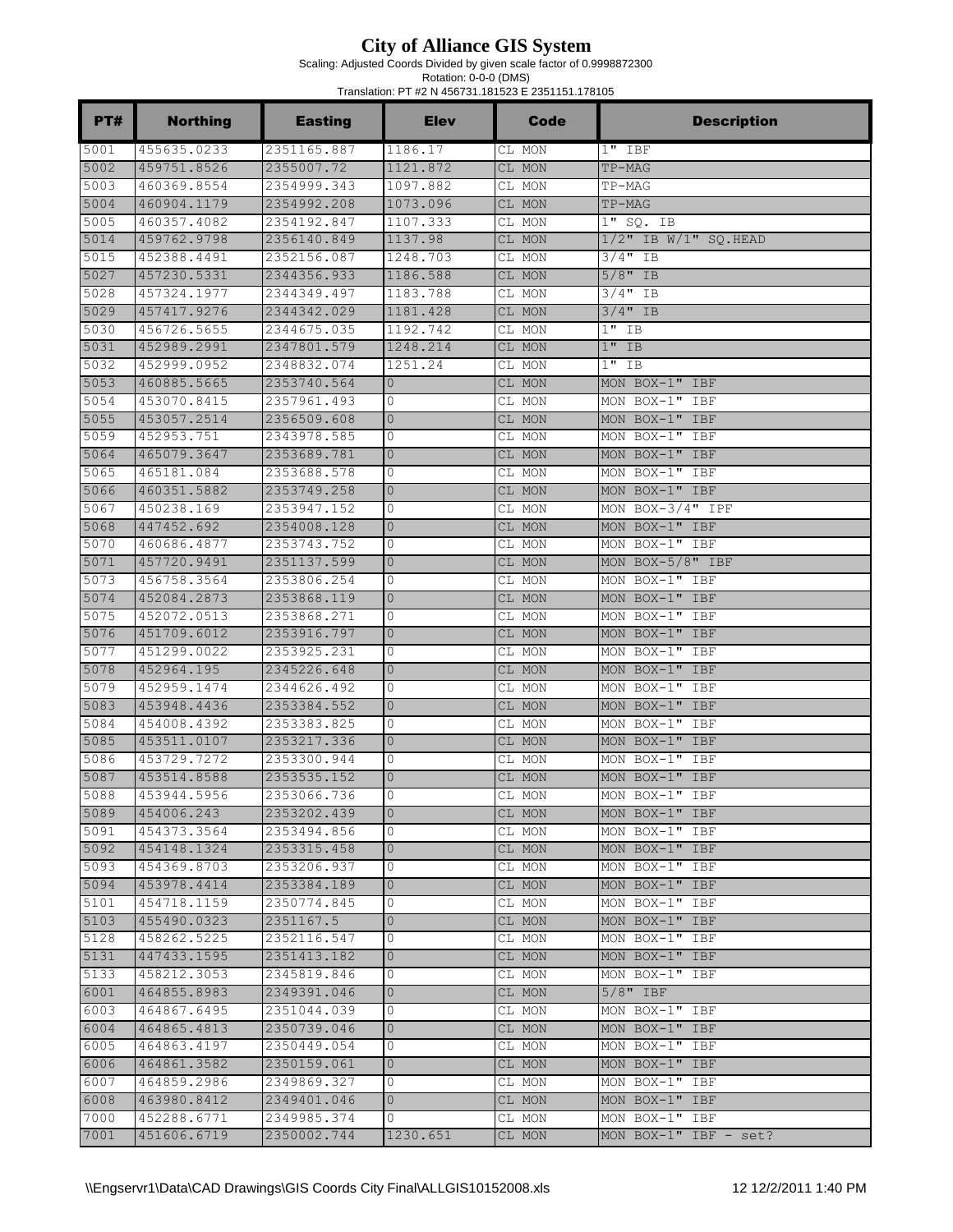# City of Alliance GIS System

Scaling: Adjusted Coords Divided by given scale factor of 0.9998872300

Rotation: 0-0-0 (DMS)

Translation: PT #2 N 456731.181523 E 2351151.178105

| PT# | Northing | Easting | Elev | Code | Description |
|---|---|---|---|---|---|
| 5001 | 455635.0233 | 2351165.887 | 1186.17 | CL MON | 1" IBF |
| 5002 | 459751.8526 | 2355007.72 | 1121.872 | CL MON | TP-MAG |
| 5003 | 460369.8554 | 2354999.343 | 1097.882 | CL MON | TP-MAG |
| 5004 | 460904.1179 | 2354992.208 | 1073.096 | CL MON | TP-MAG |
| 5005 | 460357.4082 | 2354192.847 | 1107.333 | CL MON | 1" SQ. IB |
| 5014 | 459762.9798 | 2356140.849 | 1137.98 | CL MON | 1/2" IB W/1" SQ.HEAD |
| 5015 | 452388.4491 | 2352156.087 | 1248.703 | CL MON | 3/4" IB |
| 5027 | 457230.5331 | 2344356.933 | 1186.588 | CL MON | 5/8" IB |
| 5028 | 457324.1977 | 2344349.497 | 1183.788 | CL MON | 3/4" IB |
| 5029 | 457417.9276 | 2344342.029 | 1181.428 | CL MON | 3/4" IB |
| 5030 | 456726.5655 | 2344675.035 | 1192.742 | CL MON | 1" IB |
| 5031 | 452989.2991 | 2347801.579 | 1248.214 | CL MON | 1" IB |
| 5032 | 452999.0952 | 2348832.074 | 1251.24 | CL MON | 1" IB |
| 5053 | 460885.5665 | 2353740.564 | 0 | CL MON | MON BOX-1" IBF |
| 5054 | 453070.8415 | 2357961.493 | 0 | CL MON | MON BOX-1" IBF |
| 5055 | 453057.2514 | 2356509.608 | 0 | CL MON | MON BOX-1" IBF |
| 5059 | 452953.751 | 2343978.585 | 0 | CL MON | MON BOX-1" IBF |
| 5064 | 465079.3647 | 2353689.781 | 0 | CL MON | MON BOX-1" IBF |
| 5065 | 465181.084 | 2353688.578 | 0 | CL MON | MON BOX-1" IBF |
| 5066 | 460351.5882 | 2353749.258 | 0 | CL MON | MON BOX-1" IBF |
| 5067 | 450238.169 | 2353947.152 | 0 | CL MON | MON BOX-3/4" IPF |
| 5068 | 447452.692 | 2354008.128 | 0 | CL MON | MON BOX-1" IBF |
| 5070 | 460686.4877 | 2353743.752 | 0 | CL MON | MON BOX-1" IBF |
| 5071 | 457720.9491 | 2351137.599 | 0 | CL MON | MON BOX-5/8" IBF |
| 5073 | 456758.3564 | 2353806.254 | 0 | CL MON | MON BOX-1" IBF |
| 5074 | 452084.2873 | 2353868.119 | 0 | CL MON | MON BOX-1" IBF |
| 5075 | 452072.0513 | 2353868.271 | 0 | CL MON | MON BOX-1" IBF |
| 5076 | 451709.6012 | 2353916.797 | 0 | CL MON | MON BOX-1" IBF |
| 5077 | 451299.0022 | 2353925.231 | 0 | CL MON | MON BOX-1" IBF |
| 5078 | 452964.195 | 2345226.648 | 0 | CL MON | MON BOX-1" IBF |
| 5079 | 452959.1474 | 2344626.492 | 0 | CL MON | MON BOX-1" IBF |
| 5083 | 453948.4436 | 2353384.552 | 0 | CL MON | MON BOX-1" IBF |
| 5084 | 454008.4392 | 2353383.825 | 0 | CL MON | MON BOX-1" IBF |
| 5085 | 453511.0107 | 2353217.336 | 0 | CL MON | MON BOX-1" IBF |
| 5086 | 453729.7272 | 2353300.944 | 0 | CL MON | MON BOX-1" IBF |
| 5087 | 453514.8588 | 2353535.152 | 0 | CL MON | MON BOX-1" IBF |
| 5088 | 453944.5956 | 2353066.736 | 0 | CL MON | MON BOX-1" IBF |
| 5089 | 454006.243 | 2353202.439 | 0 | CL MON | MON BOX-1" IBF |
| 5091 | 454373.3564 | 2353494.856 | 0 | CL MON | MON BOX-1" IBF |
| 5092 | 454148.1324 | 2353315.458 | 0 | CL MON | MON BOX-1" IBF |
| 5093 | 454369.8703 | 2353206.937 | 0 | CL MON | MON BOX-1" IBF |
| 5094 | 453978.4414 | 2353384.189 | 0 | CL MON | MON BOX-1" IBF |
| 5101 | 454718.1159 | 2350774.845 | 0 | CL MON | MON BOX-1" IBF |
| 5103 | 455490.0323 | 2351167.5 | 0 | CL MON | MON BOX-1" IBF |
| 5128 | 458262.5225 | 2352116.547 | 0 | CL MON | MON BOX-1" IBF |
| 5131 | 447433.1595 | 2351413.182 | 0 | CL MON | MON BOX-1" IBF |
| 5133 | 458212.3053 | 2345819.846 | 0 | CL MON | MON BOX-1" IBF |
| 6001 | 464855.8983 | 2349391.046 | 0 | CL MON | 5/8" IBF |
| 6003 | 464867.6495 | 2351044.039 | 0 | CL MON | MON BOX-1" IBF |
| 6004 | 464865.4813 | 2350739.046 | 0 | CL MON | MON BOX-1" IBF |
| 6005 | 464863.4197 | 2350449.054 | 0 | CL MON | MON BOX-1" IBF |
| 6006 | 464861.3582 | 2350159.061 | 0 | CL MON | MON BOX-1" IBF |
| 6007 | 464859.2986 | 2349869.327 | 0 | CL MON | MON BOX-1" IBF |
| 6008 | 463980.8412 | 2349401.046 | 0 | CL MON | MON BOX-1" IBF |
| 7000 | 452288.6771 | 2349985.374 | 0 | CL MON | MON BOX-1" IBF |
| 7001 | 451606.6719 | 2350002.744 | 1230.651 | CL MON | MON BOX-1" IBF - set? |

\\Engservr1\Data\CAD Drawings\GIS Coords City Final\ALLGIS10152008.xls 12 12/2/2011 1:40 PM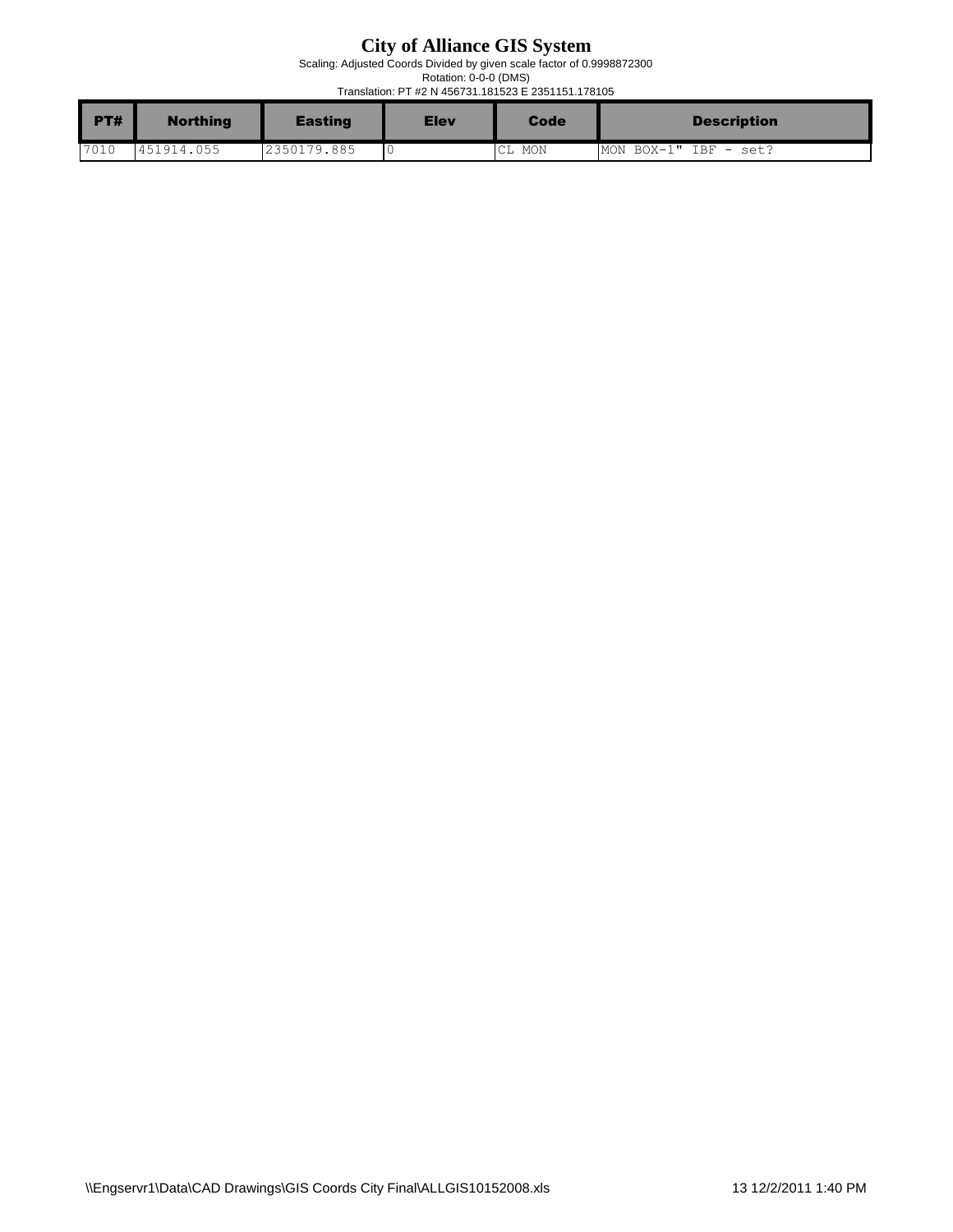# City of Alliance GIS System

Scaling: Adjusted Coords Divided by given scale factor of 0.9998872300

Rotation: 0-0-0 (DMS)

Translation: PT #2 N 456731.181523 E 2351151.178105

| PT# | Northing | Easting | Elev | Code | Description |
| --- | --- | --- | --- | --- | --- |
| 7010 | 451914.055 | 2350179.885 | 0 | CL MON | MON BOX-1" IBF - set? |